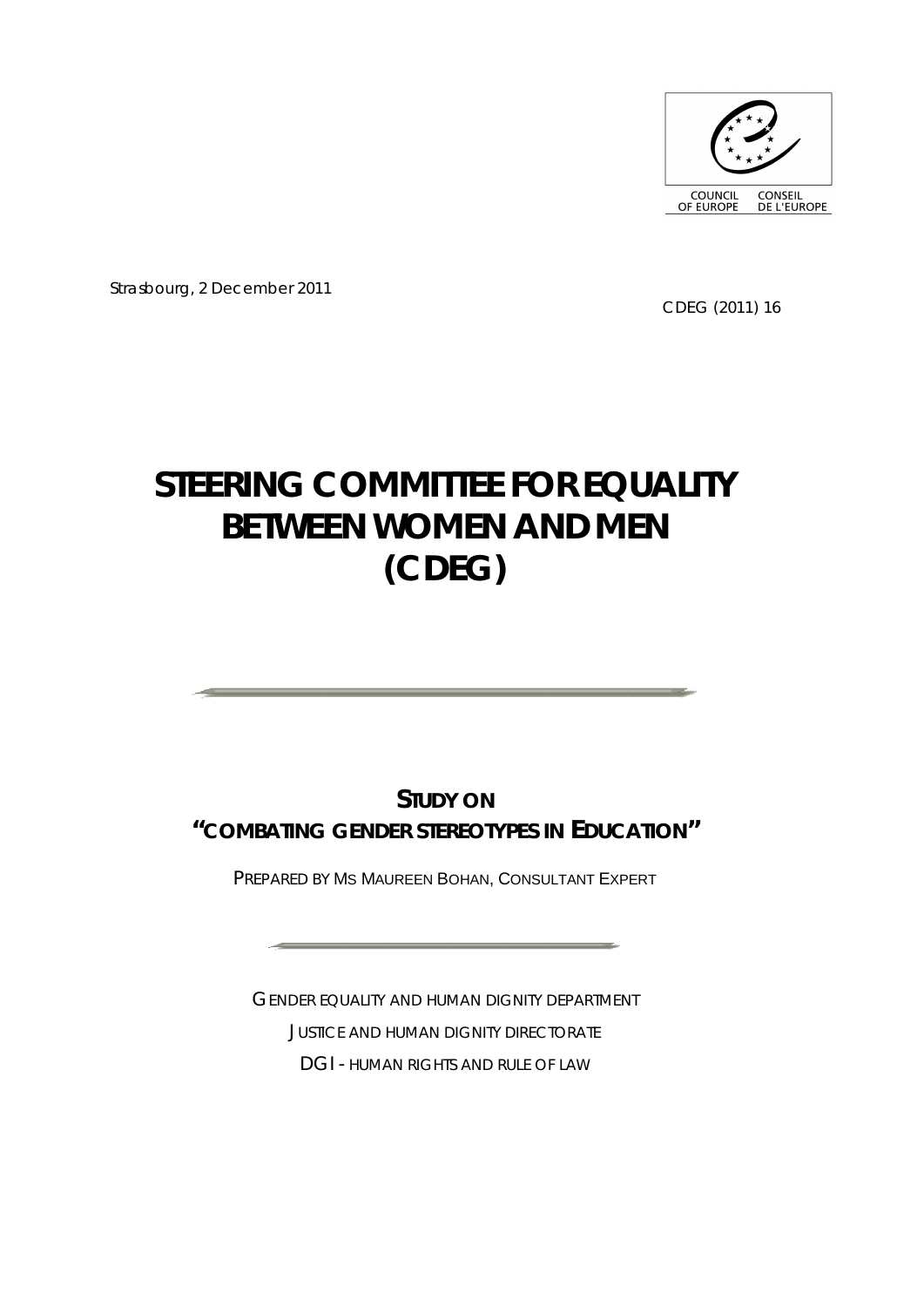COUNCIL OF EUROPE    CONSEIL DE L'EUROPE

Strasbourg, 2 December 2011

CDEG (2011) 16

# STEERING COMMITTEE FOR EQUALITY BETWEEN WOMEN AND MEN (CDEG)

## STUDY ON "COMBATING GENDER STEREOTYPES IN EDUCATION"

PREPARED BY MS MAUREEN BOHAN, CONSULTANT EXPERT

GENDER EQUALITY AND HUMAN DIGNITY DEPARTMENT

JUSTICE AND HUMAN DIGNITY DIRECTORATE

DG I - HUMAN RIGHTS AND RULE OF LAW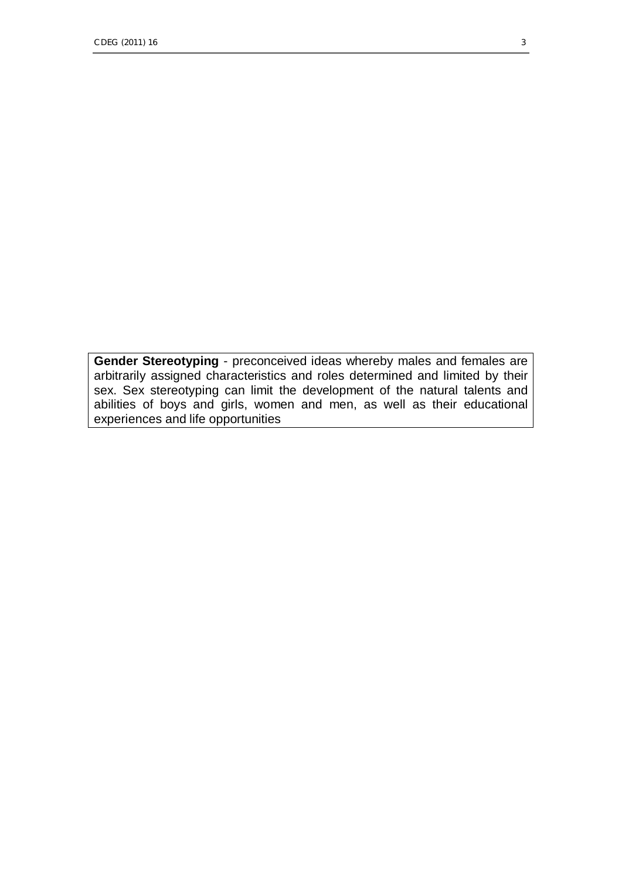**Gender Stereotyping** - preconceived ideas whereby males and females are arbitrarily assigned characteristics and roles determined and limited by their sex. Sex stereotyping can limit the development of the natural talents and abilities of boys and girls, women and men, as well as their educational experiences and life opportunities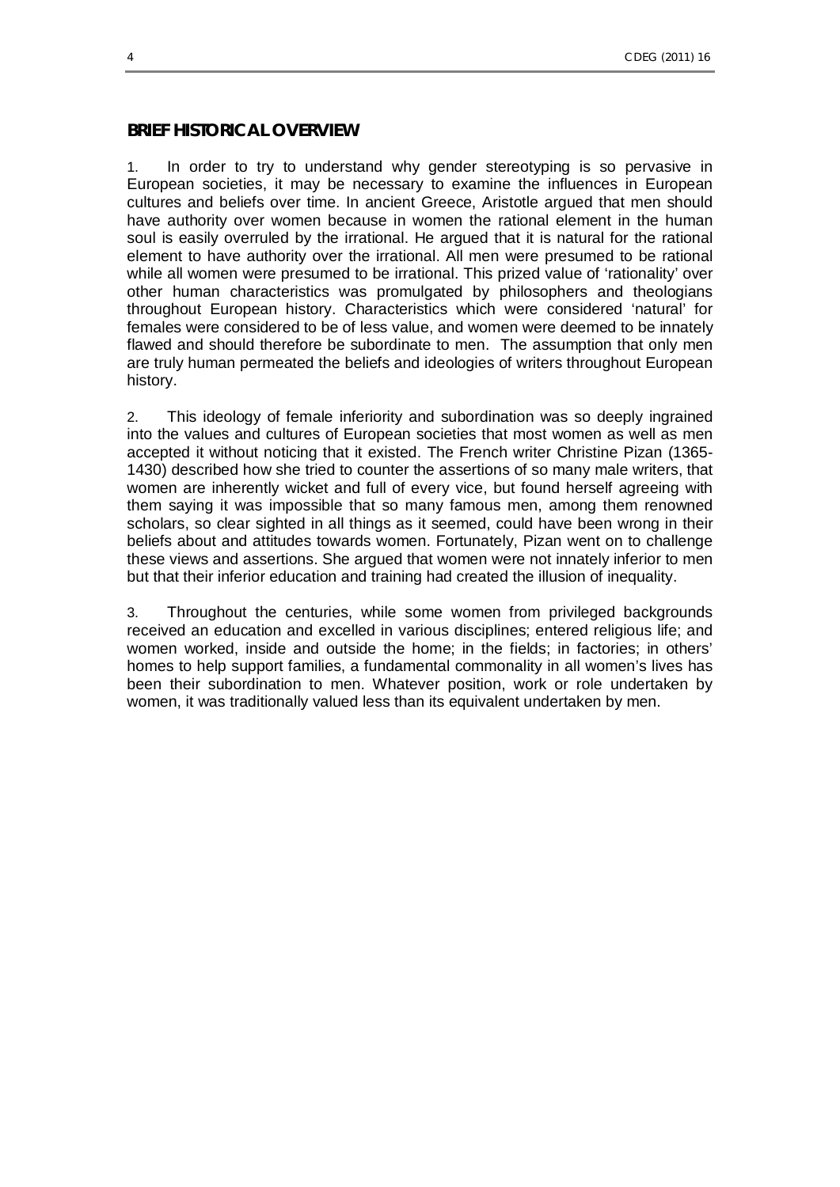## BRIEF HISTORICAL OVERVIEW

1. In order to try to understand why gender stereotyping is so pervasive in European societies, it may be necessary to examine the influences in European cultures and beliefs over time. In ancient Greece, Aristotle argued that men should have authority over women because in women the rational element in the human soul is easily overruled by the irrational. He argued that it is natural for the rational element to have authority over the irrational. All men were presumed to be rational while all women were presumed to be irrational. This prized value of 'rationality' over other human characteristics was promulgated by philosophers and theologians throughout European history. Characteristics which were considered 'natural' for females were considered to be of less value, and women were deemed to be innately flawed and should therefore be subordinate to men. The assumption that only men are truly human permeated the beliefs and ideologies of writers throughout European history.

2. This ideology of female inferiority and subordination was so deeply ingrained into the values and cultures of European societies that most women as well as men accepted it without noticing that it existed. The French writer Christine Pizan (1365-1430) described how she tried to counter the assertions of so many male writers, that women are inherently wicket and full of every vice, but found herself agreeing with them saying it was impossible that so many famous men, among them renowned scholars, so clear sighted in all things as it seemed, could have been wrong in their beliefs about and attitudes towards women. Fortunately, Pizan went on to challenge these views and assertions. She argued that women were not innately inferior to men but that their inferior education and training had created the illusion of inequality.

3. Throughout the centuries, while some women from privileged backgrounds received an education and excelled in various disciplines; entered religious life; and women worked, inside and outside the home; in the fields; in factories; in others' homes to help support families, a fundamental commonality in all women's lives has been their subordination to men. Whatever position, work or role undertaken by women, it was traditionally valued less than its equivalent undertaken by men.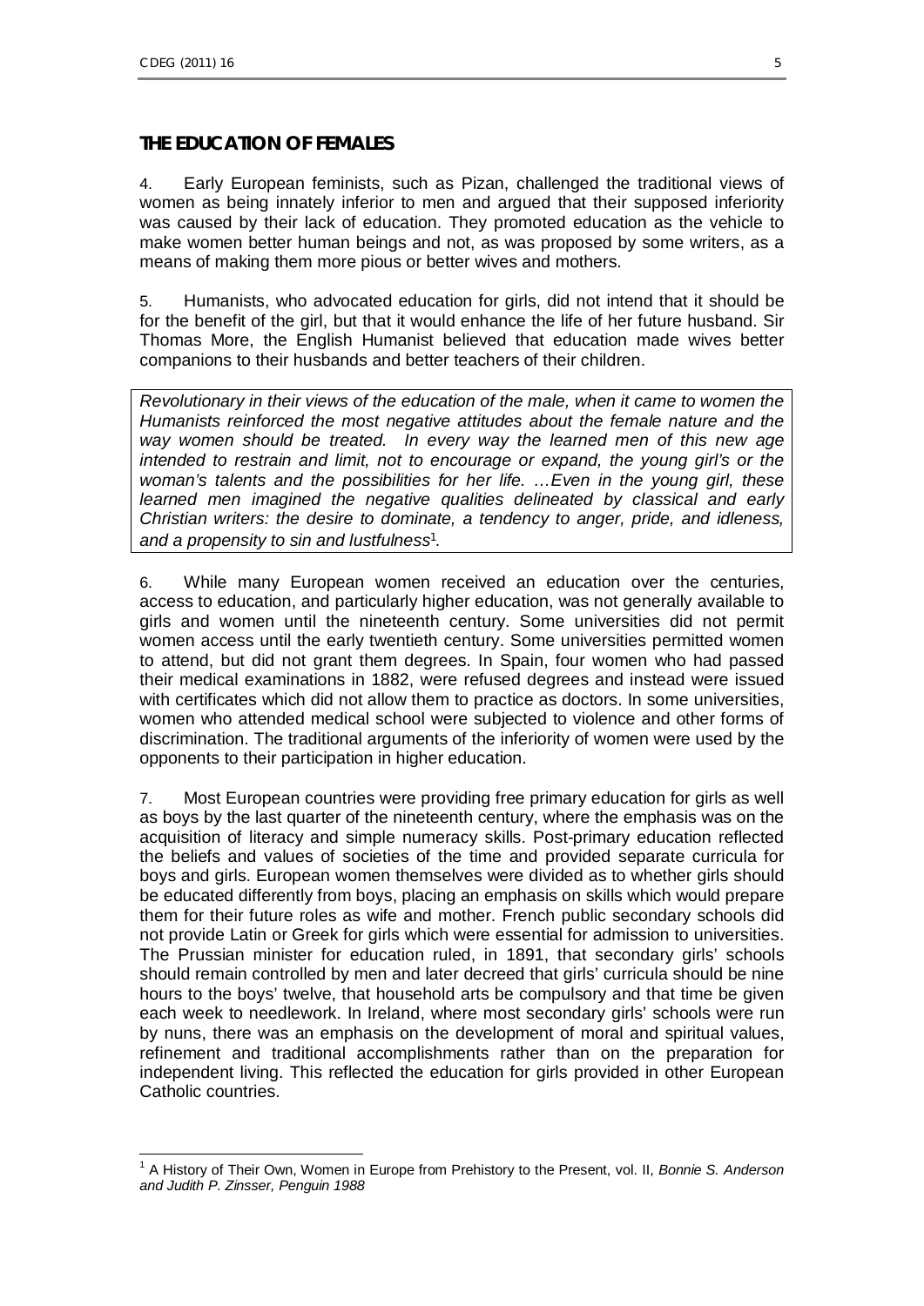## THE EDUCATION OF FEMALES

4. Early European feminists, such as Pizan, challenged the traditional views of women as being innately inferior to men and argued that their supposed inferiority was caused by their lack of education. They promoted education as the vehicle to make women better human beings and not, as was proposed by some writers, as a means of making them more pious or better wives and mothers.

5. Humanists, who advocated education for girls, did not intend that it should be for the benefit of the girl, but that it would enhance the life of her future husband. Sir Thomas More, the English Humanist believed that education made wives better companions to their husbands and better teachers of their children.

> *Revolutionary in their views of the education of the male, when it came to women the Humanists reinforced the most negative attitudes about the female nature and the way women should be treated. In every way the learned men of this new age intended to restrain and limit, not to encourage or expand, the young girl's or the woman's talents and the possibilities for her life. …Even in the young girl, these learned men imagined the negative qualities delineated by classical and early Christian writers: the desire to dominate, a tendency to anger, pride, and idleness, and a propensity to sin and lustfulness*[1].

6. While many European women received an education over the centuries, access to education, and particularly higher education, was not generally available to girls and women until the nineteenth century. Some universities did not permit women access until the early twentieth century. Some universities permitted women to attend, but did not grant them degrees. In Spain, four women who had passed their medical examinations in 1882, were refused degrees and instead were issued with certificates which did not allow them to practice as doctors. In some universities, women who attended medical school were subjected to violence and other forms of discrimination. The traditional arguments of the inferiority of women were used by the opponents to their participation in higher education.

7. Most European countries were providing free primary education for girls as well as boys by the last quarter of the nineteenth century, where the emphasis was on the acquisition of literacy and simple numeracy skills. Post-primary education reflected the beliefs and values of societies of the time and provided separate curricula for boys and girls. European women themselves were divided as to whether girls should be educated differently from boys, placing an emphasis on skills which would prepare them for their future roles as wife and mother. French public secondary schools did not provide Latin or Greek for girls which were essential for admission to universities. The Prussian minister for education ruled, in 1891, that secondary girls' schools should remain controlled by men and later decreed that girls' curricula should be nine hours to the boys' twelve, that household arts be compulsory and that time be given each week to needlework. In Ireland, where most secondary girls' schools were run by nuns, there was an emphasis on the development of moral and spiritual values, refinement and traditional accomplishments rather than on the preparation for independent living. This reflected the education for girls provided in other European Catholic countries.

---

[1] A History of Their Own, Women in Europe from Prehistory to the Present, vol. II, *Bonnie S. Anderson and Judith P. Zinsser, Penguin 1988*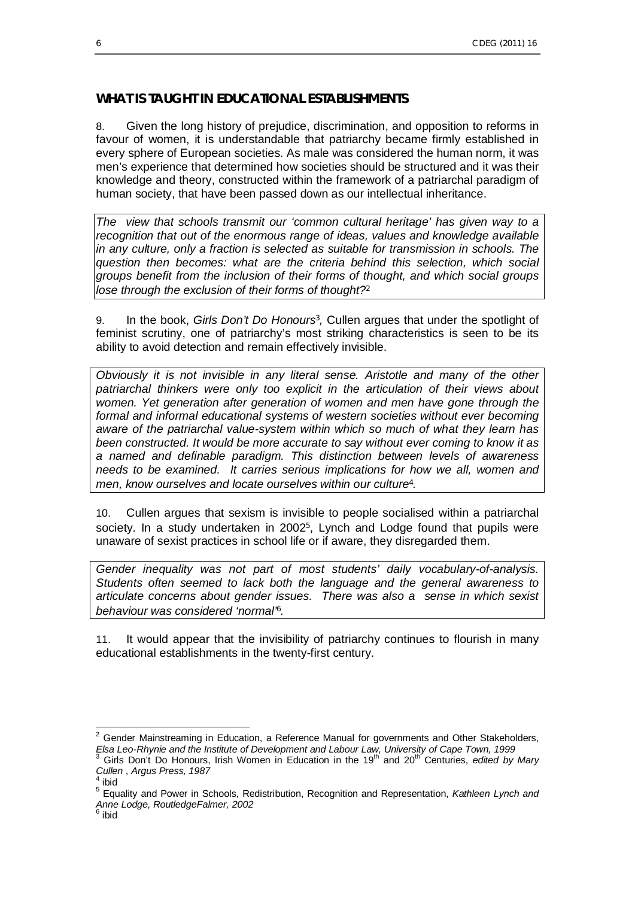## WHAT IS TAUGHT IN EDUCATIONAL ESTABLISHMENTS

8. Given the long history of prejudice, discrimination, and opposition to reforms in favour of women, it is understandable that patriarchy became firmly established in every sphere of European societies. As male was considered the human norm, it was men's experience that determined how societies should be structured and it was their knowledge and theory, constructed within the framework of a patriarchal paradigm of human society, that have been passed down as our intellectual inheritance.

> *The view that schools transmit our 'common cultural heritage' has given way to a recognition that out of the enormous range of ideas, values and knowledge available in any culture, only a fraction is selected as suitable for transmission in schools. The question then becomes: what are the criteria behind this selection, which social groups benefit from the inclusion of their forms of thought, and which social groups lose through the exclusion of their forms of thought?*[2]

9. In the book, *Girls Don't Do Honours*[3], Cullen argues that under the spotlight of feminist scrutiny, one of patriarchy's most striking characteristics is seen to be its ability to avoid detection and remain effectively invisible.

> *Obviously it is not invisible in any literal sense. Aristotle and many of the other patriarchal thinkers were only too explicit in the articulation of their views about women. Yet generation after generation of women and men have gone through the formal and informal educational systems of western societies without ever becoming aware of the patriarchal value-system within which so much of what they learn has been constructed. It would be more accurate to say without ever coming to know it as a named and definable paradigm. This distinction between levels of awareness needs to be examined. It carries serious implications for how we all, women and men, know ourselves and locate ourselves within our culture*[4]*.*

10. Cullen argues that sexism is invisible to people socialised within a patriarchal society. In a study undertaken in 2002[5], Lynch and Lodge found that pupils were unaware of sexist practices in school life or if aware, they disregarded them.

> *Gender inequality was not part of most students' daily vocabulary-of-analysis. Students often seemed to lack both the language and the general awareness to articulate concerns about gender issues. There was also a sense in which sexist behaviour was considered 'normal'*[6]*.*

11. It would appear that the invisibility of patriarchy continues to flourish in many educational establishments in the twenty-first century.

---

[2] Gender Mainstreaming in Education, a Reference Manual for governments and Other Stakeholders, *Elsa Leo-Rhynie and the Institute of Development and Labour Law, University of Cape Town, 1999*

[3] Girls Don't Do Honours, Irish Women in Education in the 19th and 20th Centuries, *edited by Mary Cullen*, *Argus Press, 1987*

[4] ibid

[5] Equality and Power in Schools, Redistribution, Recognition and Representation, *Kathleen Lynch and Anne Lodge, RoutledgeFalmer, 2002*

[6] ibid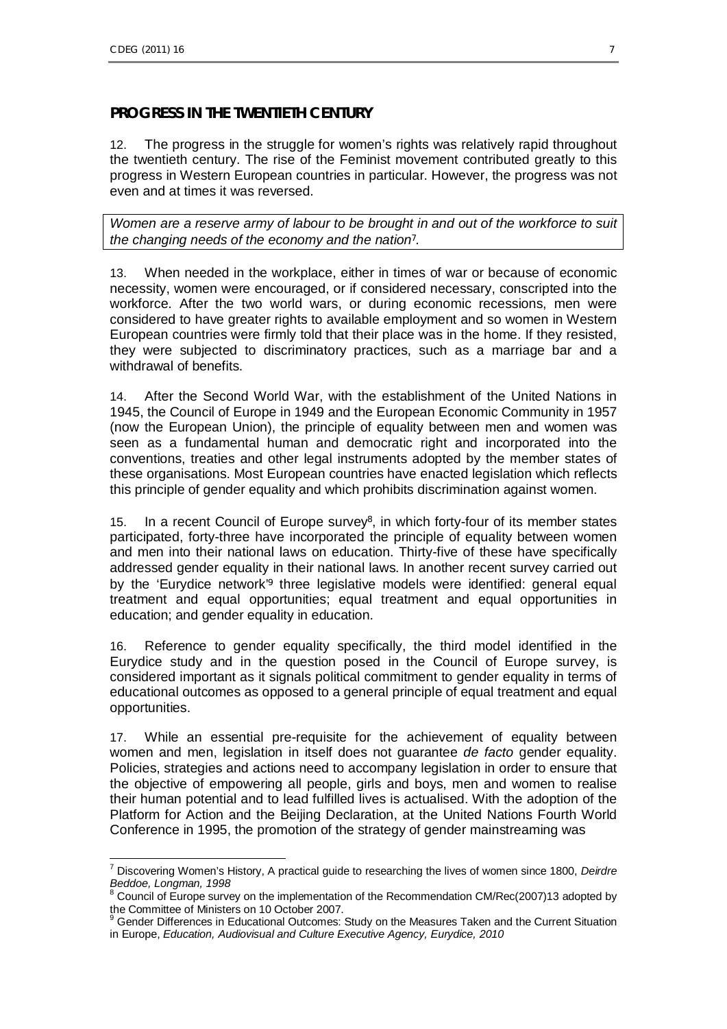## PROGRESS IN THE TWENTIETH CENTURY

12. The progress in the struggle for women's rights was relatively rapid throughout the twentieth century. The rise of the Feminist movement contributed greatly to this progress in Western European countries in particular. However, the progress was not even and at times it was reversed.

> *Women are a reserve army of labour to be brought in and out of the workforce to suit the changing needs of the economy and the nation*[7].

13. When needed in the workplace, either in times of war or because of economic necessity, women were encouraged, or if considered necessary, conscripted into the workforce. After the two world wars, or during economic recessions, men were considered to have greater rights to available employment and so women in Western European countries were firmly told that their place was in the home. If they resisted, they were subjected to discriminatory practices, such as a marriage bar and a withdrawal of benefits.

14. After the Second World War, with the establishment of the United Nations in 1945, the Council of Europe in 1949 and the European Economic Community in 1957 (now the European Union), the principle of equality between men and women was seen as a fundamental human and democratic right and incorporated into the conventions, treaties and other legal instruments adopted by the member states of these organisations. Most European countries have enacted legislation which reflects this principle of gender equality and which prohibits discrimination against women.

15. In a recent Council of Europe survey[8], in which forty-four of its member states participated, forty-three have incorporated the principle of equality between women and men into their national laws on education. Thirty-five of these have specifically addressed gender equality in their national laws. In another recent survey carried out by the 'Eurydice network'[9] three legislative models were identified: general equal treatment and equal opportunities; equal treatment and equal opportunities in education; and gender equality in education.

16. Reference to gender equality specifically, the third model identified in the Eurydice study and in the question posed in the Council of Europe survey, is considered important as it signals political commitment to gender equality in terms of educational outcomes as opposed to a general principle of equal treatment and equal opportunities.

17. While an essential pre-requisite for the achievement of equality between women and men, legislation in itself does not guarantee *de facto* gender equality. Policies, strategies and actions need to accompany legislation in order to ensure that the objective of empowering all people, girls and boys, men and women to realise their human potential and to lead fulfilled lives is actualised. With the adoption of the Platform for Action and the Beijing Declaration, at the United Nations Fourth World Conference in 1995, the promotion of the strategy of gender mainstreaming was

---

[7] Discovering Women's History, A practical guide to researching the lives of women since 1800, *Deirdre Beddoe, Longman, 1998*

[8] Council of Europe survey on the implementation of the Recommendation CM/Rec(2007)13 adopted by the Committee of Ministers on 10 October 2007.

[9] Gender Differences in Educational Outcomes: Study on the Measures Taken and the Current Situation in Europe, *Education, Audiovisual and Culture Executive Agency, Eurydice, 2010*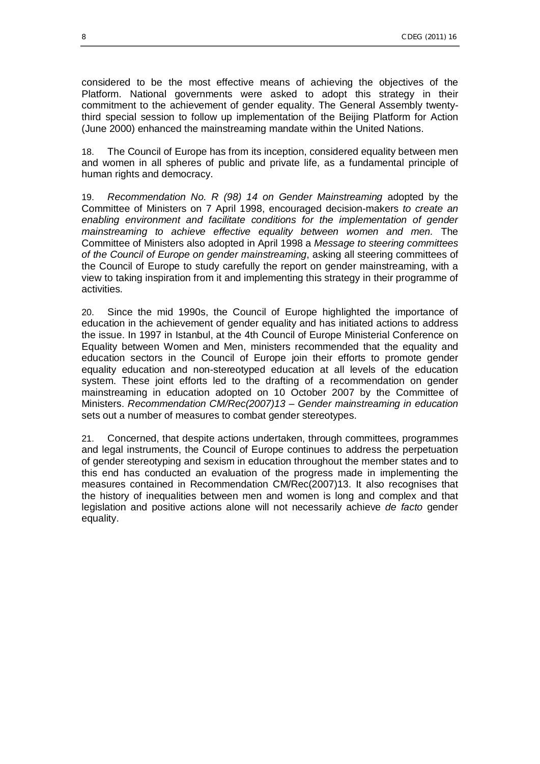considered to be the most effective means of achieving the objectives of the Platform. National governments were asked to adopt this strategy in their commitment to the achievement of gender equality. The General Assembly twenty-third special session to follow up implementation of the Beijing Platform for Action (June 2000) enhanced the mainstreaming mandate within the United Nations.

18. The Council of Europe has from its inception, considered equality between men and women in all spheres of public and private life, as a fundamental principle of human rights and democracy.

19. *Recommendation No. R (98) 14 on Gender Mainstreaming* adopted by the Committee of Ministers on 7 April 1998, encouraged decision-makers *to create an enabling environment and facilitate conditions for the implementation of gender mainstreaming to achieve effective equality between women and men.* The Committee of Ministers also adopted in April 1998 a *Message to steering committees of the Council of Europe on gender mainstreaming*, asking all steering committees of the Council of Europe to study carefully the report on gender mainstreaming, with a view to taking inspiration from it and implementing this strategy in their programme of activities.

20. Since the mid 1990s, the Council of Europe highlighted the importance of education in the achievement of gender equality and has initiated actions to address the issue. In 1997 in Istanbul, at the 4th Council of Europe Ministerial Conference on Equality between Women and Men, ministers recommended that the equality and education sectors in the Council of Europe join their efforts to promote gender equality education and non-stereotyped education at all levels of the education system. These joint efforts led to the drafting of a recommendation on gender mainstreaming in education adopted on 10 October 2007 by the Committee of Ministers. *Recommendation CM/Rec(2007)13 – Gender mainstreaming in education* sets out a number of measures to combat gender stereotypes.

21. Concerned, that despite actions undertaken, through committees, programmes and legal instruments, the Council of Europe continues to address the perpetuation of gender stereotyping and sexism in education throughout the member states and to this end has conducted an evaluation of the progress made in implementing the measures contained in Recommendation CM/Rec(2007)13. It also recognises that the history of inequalities between men and women is long and complex and that legislation and positive actions alone will not necessarily achieve *de facto* gender equality.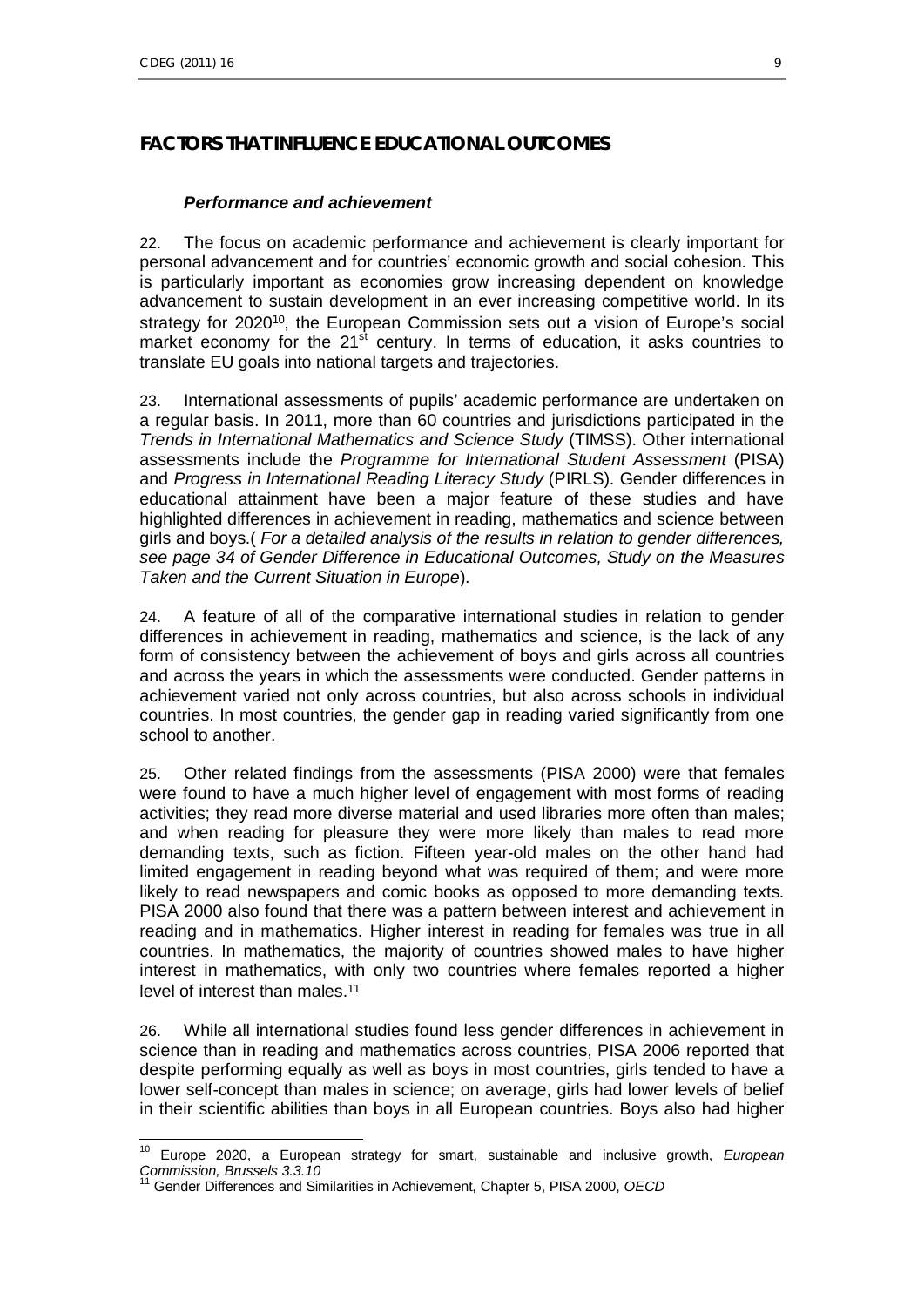## FACTORS THAT INFLUENCE EDUCATIONAL OUTCOMES

### *Performance and achievement*

22. The focus on academic performance and achievement is clearly important for personal advancement and for countries' economic growth and social cohesion. This is particularly important as economies grow increasing dependent on knowledge advancement to sustain development in an ever increasing competitive world. In its strategy for 2020[10], the European Commission sets out a vision of Europe's social market economy for the 21st century. In terms of education, it asks countries to translate EU goals into national targets and trajectories.

23. International assessments of pupils' academic performance are undertaken on a regular basis. In 2011, more than 60 countries and jurisdictions participated in the *Trends in International Mathematics and Science Study* (TIMSS). Other international assessments include the *Programme for International Student Assessment* (PISA) and *Progress in International Reading Literacy Study* (PIRLS). Gender differences in educational attainment have been a major feature of these studies and have highlighted differences in achievement in reading, mathematics and science between girls and boys.( *For a detailed analysis of the results in relation to gender differences, see page 34 of Gender Difference in Educational Outcomes, Study on the Measures Taken and the Current Situation in Europe*).

24. A feature of all of the comparative international studies in relation to gender differences in achievement in reading, mathematics and science, is the lack of any form of consistency between the achievement of boys and girls across all countries and across the years in which the assessments were conducted. Gender patterns in achievement varied not only across countries, but also across schools in individual countries. In most countries, the gender gap in reading varied significantly from one school to another.

25. Other related findings from the assessments (PISA 2000) were that females were found to have a much higher level of engagement with most forms of reading activities; they read more diverse material and used libraries more often than males; and when reading for pleasure they were more likely than males to read more demanding texts, such as fiction. Fifteen year-old males on the other hand had limited engagement in reading beyond what was required of them; and were more likely to read newspapers and comic books as opposed to more demanding texts. PISA 2000 also found that there was a pattern between interest and achievement in reading and in mathematics. Higher interest in reading for females was true in all countries. In mathematics, the majority of countries showed males to have higher interest in mathematics, with only two countries where females reported a higher level of interest than males.[11]

26. While all international studies found less gender differences in achievement in science than in reading and mathematics across countries, PISA 2006 reported that despite performing equally as well as boys in most countries, girls tended to have a lower self-concept than males in science; on average, girls had lower levels of belief in their scientific abilities than boys in all European countries. Boys also had higher

---

[10] Europe 2020, a European strategy for smart, sustainable and inclusive growth, *European Commission, Brussels 3.3.10*

[11] Gender Differences and Similarities in Achievement, Chapter 5, PISA 2000, *OECD*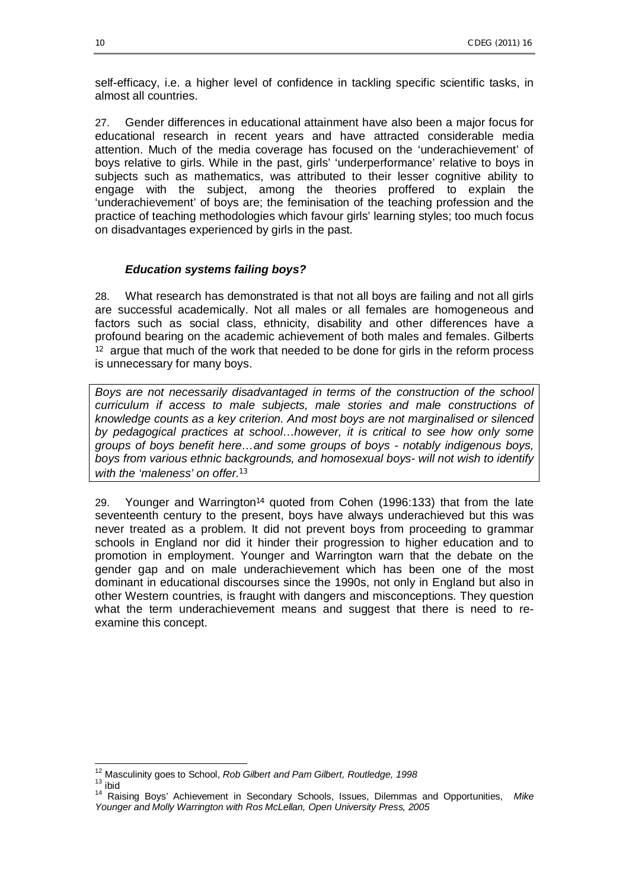self-efficacy, i.e. a higher level of confidence in tackling specific scientific tasks, in almost all countries.

27. Gender differences in educational attainment have also been a major focus for educational research in recent years and have attracted considerable media attention. Much of the media coverage has focused on the 'underachievement' of boys relative to girls. While in the past, girls' 'underperformance' relative to boys in subjects such as mathematics, was attributed to their lesser cognitive ability to engage with the subject, among the theories proffered to explain the 'underachievement' of boys are; the feminisation of the teaching profession and the practice of teaching methodologies which favour girls' learning styles; too much focus on disadvantages experienced by girls in the past.

### *Education systems failing boys?*

28. What research has demonstrated is that not all boys are failing and not all girls are successful academically. Not all males or all females are homogeneous and factors such as social class, ethnicity, disability and other differences have a profound bearing on the academic achievement of both males and females. Gilberts [12] argue that much of the work that needed to be done for girls in the reform process is unnecessary for many boys.

> *Boys are not necessarily disadvantaged in terms of the construction of the school curriculum if access to male subjects, male stories and male constructions of knowledge counts as a key criterion. And most boys are not marginalised or silenced by pedagogical practices at school…however, it is critical to see how only some groups of boys benefit here…and some groups of boys - notably indigenous boys, boys from various ethnic backgrounds, and homosexual boys- will not wish to identify with the 'maleness' on offer.*[13]

29. Younger and Warrington[14] quoted from Cohen (1996:133) that from the late seventeenth century to the present, boys have always underachieved but this was never treated as a problem. It did not prevent boys from proceeding to grammar schools in England nor did it hinder their progression to higher education and to promotion in employment. Younger and Warrington warn that the debate on the gender gap and on male underachievement which has been one of the most dominant in educational discourses since the 1990s, not only in England but also in other Western countries, is fraught with dangers and misconceptions. They question what the term underachievement means and suggest that there is need to re-examine this concept.

---

[12] Masculinity goes to School, *Rob Gilbert and Pam Gilbert, Routledge, 1998*

[13] ibid

[14] Raising Boys' Achievement in Secondary Schools, Issues, Dilemmas and Opportunities, *Mike Younger and Molly Warrington with Ros McLellan, Open University Press, 2005*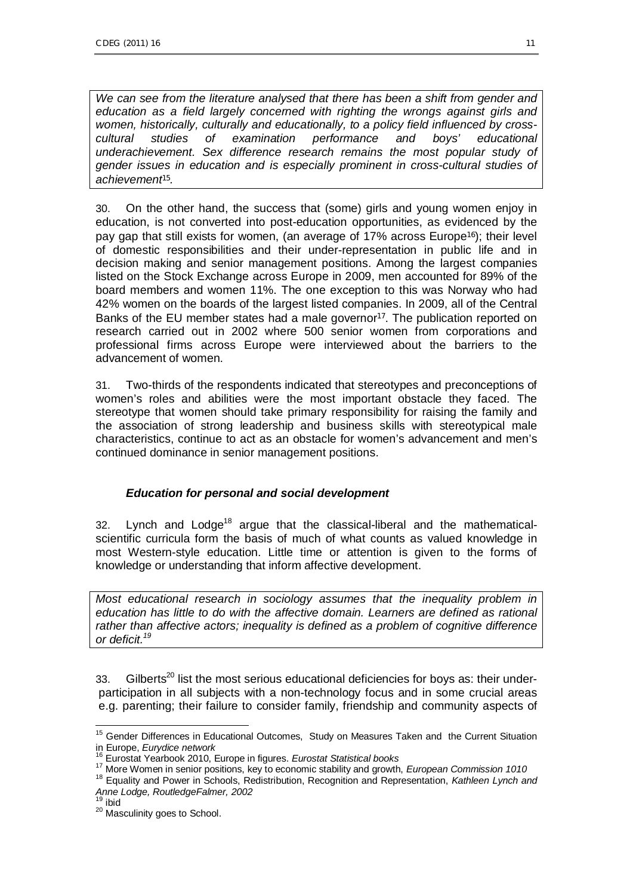*We can see from the literature analysed that there has been a shift from gender and education as a field largely concerned with righting the wrongs against girls and women, historically, culturally and educationally, to a policy field influenced by cross-cultural studies of examination performance and boys' educational underachievement. Sex difference research remains the most popular study of gender issues in education and is especially prominent in cross-cultural studies of achievement*[15].

30. On the other hand, the success that (some) girls and young women enjoy in education, is not converted into post-education opportunities, as evidenced by the pay gap that still exists for women, (an average of 17% across Europe[16]); their level of domestic responsibilities and their under-representation in public life and in decision making and senior management positions. Among the largest companies listed on the Stock Exchange across Europe in 2009, men accounted for 89% of the board members and women 11%. The one exception to this was Norway who had 42% women on the boards of the largest listed companies. In 2009, all of the Central Banks of the EU member states had a male governor[17]. The publication reported on research carried out in 2002 where 500 senior women from corporations and professional firms across Europe were interviewed about the barriers to the advancement of women.

31. Two-thirds of the respondents indicated that stereotypes and preconceptions of women's roles and abilities were the most important obstacle they faced. The stereotype that women should take primary responsibility for raising the family and the association of strong leadership and business skills with stereotypical male characteristics, continue to act as an obstacle for women's advancement and men's continued dominance in senior management positions.

### *Education for personal and social development*

32. Lynch and Lodge[18] argue that the classical-liberal and the mathematical-scientific curricula form the basis of much of what counts as valued knowledge in most Western-style education. Little time or attention is given to the forms of knowledge or understanding that inform affective development.

*Most educational research in sociology assumes that the inequality problem in education has little to do with the affective domain. Learners are defined as rational rather than affective actors; inequality is defined as a problem of cognitive difference or deficit.*[19]

33. Gilberts[20] list the most serious educational deficiencies for boys as: their under-participation in all subjects with a non-technology focus and in some crucial areas e.g. parenting; their failure to consider family, friendship and community aspects of

---

[15] Gender Differences in Educational Outcomes, Study on Measures Taken and the Current Situation in Europe, *Eurydice network*

[16] Eurostat Yearbook 2010, Europe in figures. *Eurostat Statistical books*

[17] More Women in senior positions, key to economic stability and growth, *European Commission 1010*

[18] Equality and Power in Schools, Redistribution, Recognition and Representation, *Kathleen Lynch and Anne Lodge, RoutledgeFalmer, 2002*

[19] ibid

[20] Masculinity goes to School.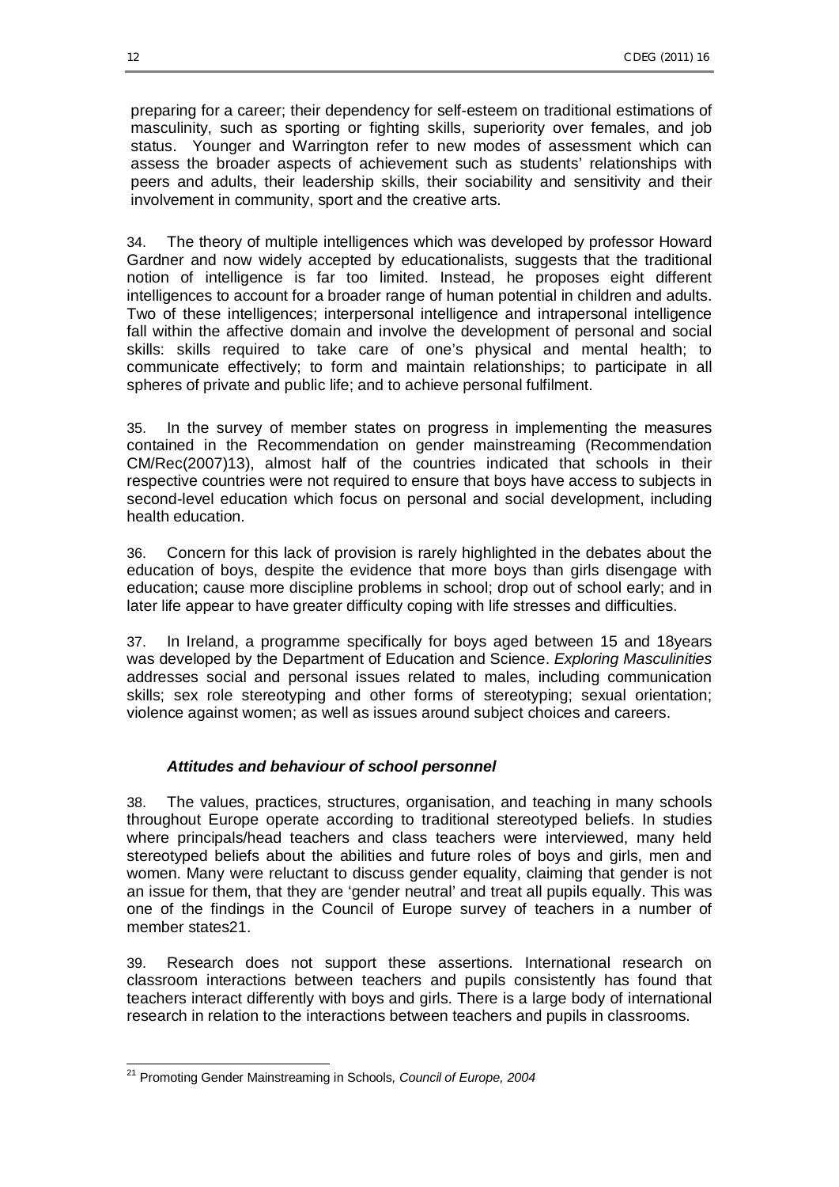preparing for a career; their dependency for self-esteem on traditional estimations of masculinity, such as sporting or fighting skills, superiority over females, and job status. Younger and Warrington refer to new modes of assessment which can assess the broader aspects of achievement such as students' relationships with peers and adults, their leadership skills, their sociability and sensitivity and their involvement in community, sport and the creative arts.

34. The theory of multiple intelligences which was developed by professor Howard Gardner and now widely accepted by educationalists, suggests that the traditional notion of intelligence is far too limited. Instead, he proposes eight different intelligences to account for a broader range of human potential in children and adults. Two of these intelligences; interpersonal intelligence and intrapersonal intelligence fall within the affective domain and involve the development of personal and social skills: skills required to take care of one's physical and mental health; to communicate effectively; to form and maintain relationships; to participate in all spheres of private and public life; and to achieve personal fulfilment.

35. In the survey of member states on progress in implementing the measures contained in the Recommendation on gender mainstreaming (Recommendation CM/Rec(2007)13), almost half of the countries indicated that schools in their respective countries were not required to ensure that boys have access to subjects in second-level education which focus on personal and social development, including health education.

36. Concern for this lack of provision is rarely highlighted in the debates about the education of boys, despite the evidence that more boys than girls disengage with education; cause more discipline problems in school; drop out of school early; and in later life appear to have greater difficulty coping with life stresses and difficulties.

37. In Ireland, a programme specifically for boys aged between 15 and 18years was developed by the Department of Education and Science. *Exploring Masculinities* addresses social and personal issues related to males, including communication skills; sex role stereotyping and other forms of stereotyping; sexual orientation; violence against women; as well as issues around subject choices and careers.

### *Attitudes and behaviour of school personnel*

38. The values, practices, structures, organisation, and teaching in many schools throughout Europe operate according to traditional stereotyped beliefs. In studies where principals/head teachers and class teachers were interviewed, many held stereotyped beliefs about the abilities and future roles of boys and girls, men and women. Many were reluctant to discuss gender equality, claiming that gender is not an issue for them, that they are 'gender neutral' and treat all pupils equally. This was one of the findings in the Council of Europe survey of teachers in a number of member states[21].

39. Research does not support these assertions. International research on classroom interactions between teachers and pupils consistently has found that teachers interact differently with boys and girls. There is a large body of international research in relation to the interactions between teachers and pupils in classrooms.

---

[21] Promoting Gender Mainstreaming in Schools*, Council of Europe, 2004*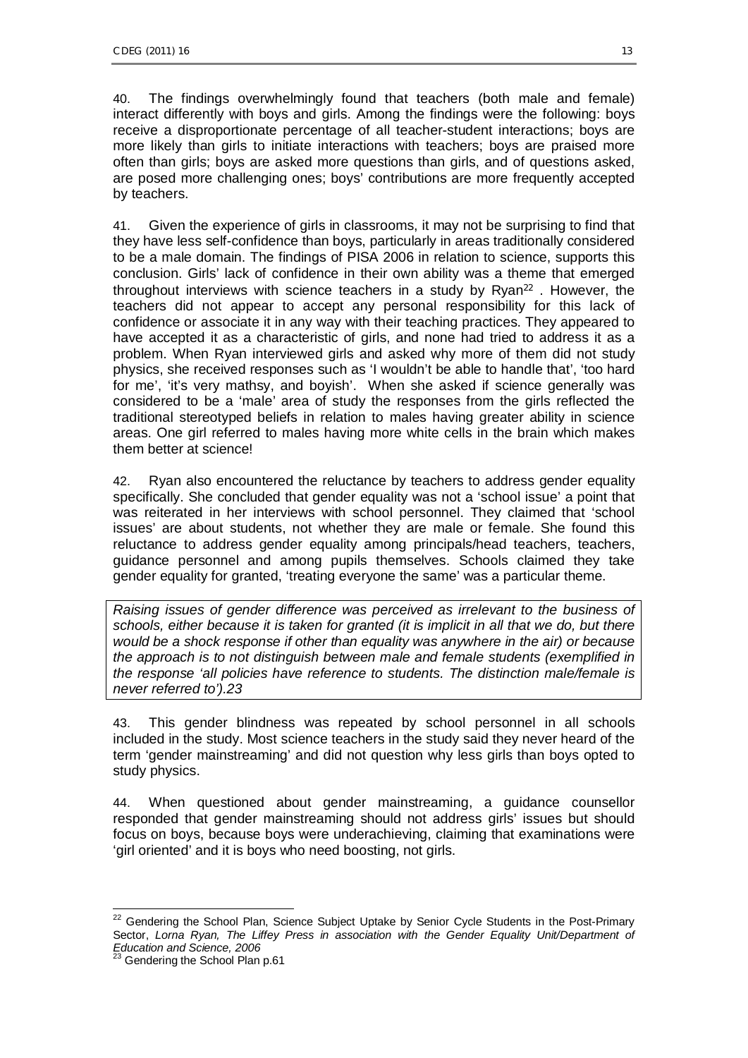40. The findings overwhelmingly found that teachers (both male and female) interact differently with boys and girls. Among the findings were the following: boys receive a disproportionate percentage of all teacher-student interactions; boys are more likely than girls to initiate interactions with teachers; boys are praised more often than girls; boys are asked more questions than girls, and of questions asked, are posed more challenging ones; boys' contributions are more frequently accepted by teachers.

41. Given the experience of girls in classrooms, it may not be surprising to find that they have less self-confidence than boys, particularly in areas traditionally considered to be a male domain. The findings of PISA 2006 in relation to science, supports this conclusion. Girls' lack of confidence in their own ability was a theme that emerged throughout interviews with science teachers in a study by Ryan[22] . However, the teachers did not appear to accept any personal responsibility for this lack of confidence or associate it in any way with their teaching practices. They appeared to have accepted it as a characteristic of girls, and none had tried to address it as a problem. When Ryan interviewed girls and asked why more of them did not study physics, she received responses such as 'I wouldn't be able to handle that', 'too hard for me', 'it's very mathsy, and boyish'. When she asked if science generally was considered to be a 'male' area of study the responses from the girls reflected the traditional stereotyped beliefs in relation to males having greater ability in science areas. One girl referred to males having more white cells in the brain which makes them better at science!

42. Ryan also encountered the reluctance by teachers to address gender equality specifically. She concluded that gender equality was not a 'school issue' a point that was reiterated in her interviews with school personnel. They claimed that 'school issues' are about students, not whether they are male or female. She found this reluctance to address gender equality among principals/head teachers, teachers, guidance personnel and among pupils themselves. Schools claimed they take gender equality for granted, 'treating everyone the same' was a particular theme.

*Raising issues of gender difference was perceived as irrelevant to the business of schools, either because it is taken for granted (it is implicit in all that we do, but there would be a shock response if other than equality was anywhere in the air) or because the approach is to not distinguish between male and female students (exemplified in the response 'all policies have reference to students. The distinction male/female is never referred to').23*

43. This gender blindness was repeated by school personnel in all schools included in the study. Most science teachers in the study said they never heard of the term 'gender mainstreaming' and did not question why less girls than boys opted to study physics.

44. When questioned about gender mainstreaming, a guidance counsellor responded that gender mainstreaming should not address girls' issues but should focus on boys, because boys were underachieving, claiming that examinations were 'girl oriented' and it is boys who need boosting, not girls.

---

[22] Gendering the School Plan, Science Subject Uptake by Senior Cycle Students in the Post-Primary Sector, *Lorna Ryan, The Liffey Press in association with the Gender Equality Unit/Department of Education and Science, 2006*

[23] Gendering the School Plan p.61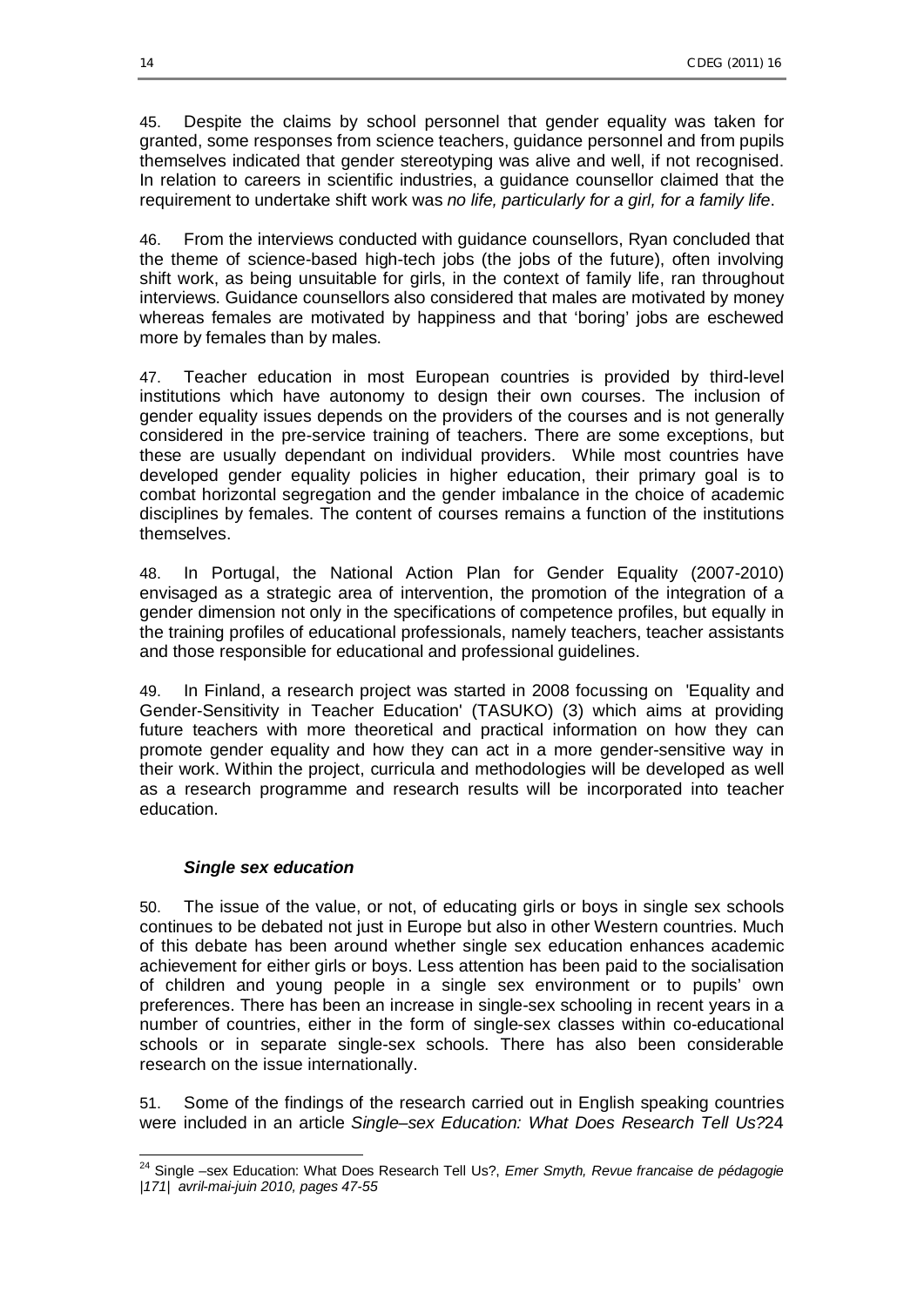45. Despite the claims by school personnel that gender equality was taken for granted, some responses from science teachers, guidance personnel and from pupils themselves indicated that gender stereotyping was alive and well, if not recognised. In relation to careers in scientific industries, a guidance counsellor claimed that the requirement to undertake shift work was *no life, particularly for a girl, for a family life*.

46. From the interviews conducted with guidance counsellors, Ryan concluded that the theme of science-based high-tech jobs (the jobs of the future), often involving shift work, as being unsuitable for girls, in the context of family life, ran throughout interviews. Guidance counsellors also considered that males are motivated by money whereas females are motivated by happiness and that 'boring' jobs are eschewed more by females than by males.

47. Teacher education in most European countries is provided by third-level institutions which have autonomy to design their own courses. The inclusion of gender equality issues depends on the providers of the courses and is not generally considered in the pre-service training of teachers. There are some exceptions, but these are usually dependant on individual providers. While most countries have developed gender equality policies in higher education, their primary goal is to combat horizontal segregation and the gender imbalance in the choice of academic disciplines by females. The content of courses remains a function of the institutions themselves.

48. In Portugal, the National Action Plan for Gender Equality (2007-2010) envisaged as a strategic area of intervention, the promotion of the integration of a gender dimension not only in the specifications of competence profiles, but equally in the training profiles of educational professionals, namely teachers, teacher assistants and those responsible for educational and professional guidelines.

49. In Finland, a research project was started in 2008 focussing on 'Equality and Gender-Sensitivity in Teacher Education' (TASUKO) (3) which aims at providing future teachers with more theoretical and practical information on how they can promote gender equality and how they can act in a more gender-sensitive way in their work. Within the project, curricula and methodologies will be developed as well as a research programme and research results will be incorporated into teacher education.

### ***Single sex education***

50. The issue of the value, or not, of educating girls or boys in single sex schools continues to be debated not just in Europe but also in other Western countries. Much of this debate has been around whether single sex education enhances academic achievement for either girls or boys. Less attention has been paid to the socialisation of children and young people in a single sex environment or to pupils' own preferences. There has been an increase in single-sex schooling in recent years in a number of countries, either in the form of single-sex classes within co-educational schools or in separate single-sex schools. There has also been considerable research on the issue internationally.

51. Some of the findings of the research carried out in English speaking countries were included in an article *Single–sex Education: What Does Research Tell Us?*[24]

[24] Single –sex Education: What Does Research Tell Us?, *Emer Smyth, Revue francaise de pédagogie |171| avril-mai-juin 2010, pages 47-55*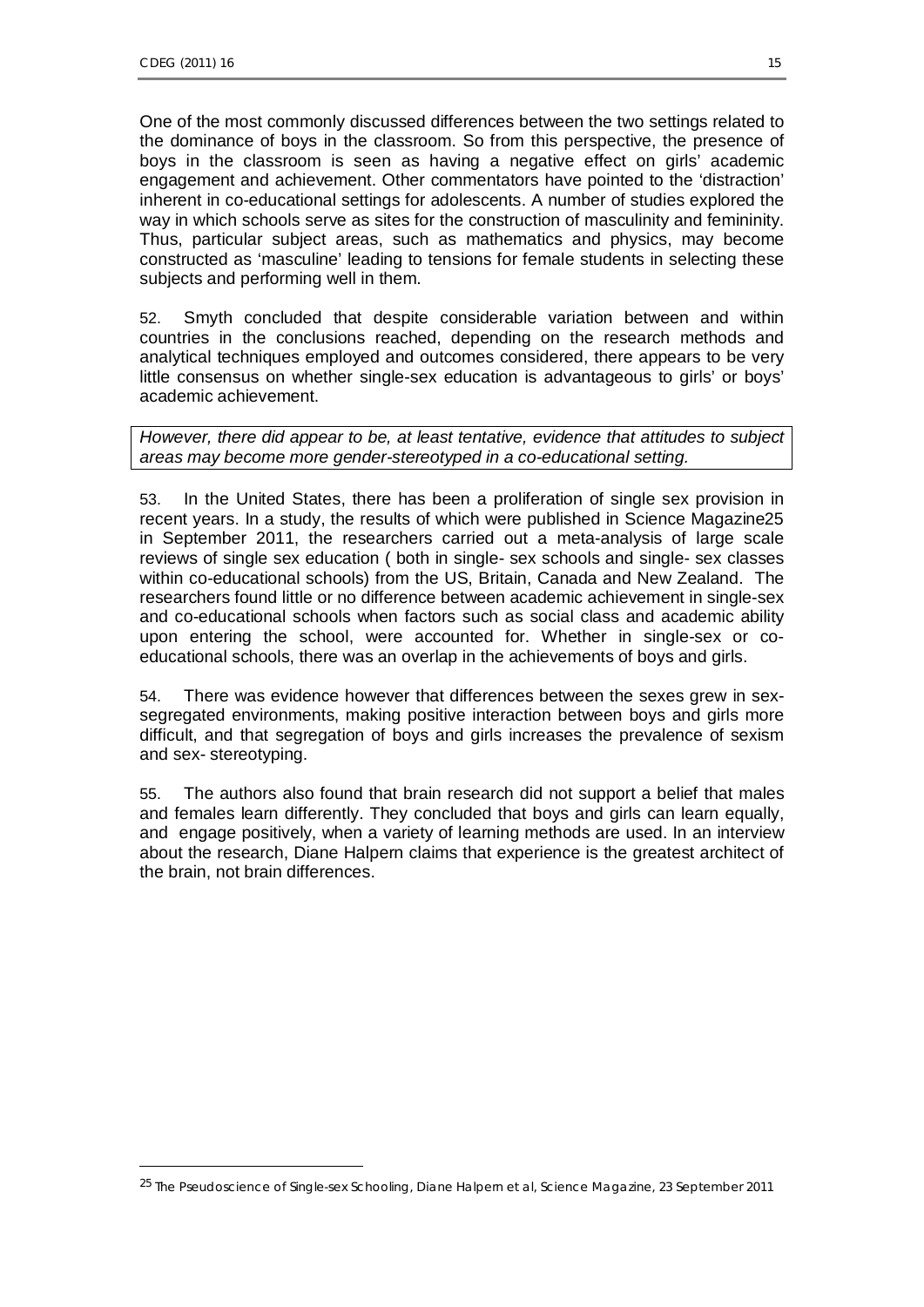One of the most commonly discussed differences between the two settings related to the dominance of boys in the classroom. So from this perspective, the presence of boys in the classroom is seen as having a negative effect on girls' academic engagement and achievement. Other commentators have pointed to the 'distraction' inherent in co-educational settings for adolescents. A number of studies explored the way in which schools serve as sites for the construction of masculinity and femininity. Thus, particular subject areas, such as mathematics and physics, may become constructed as 'masculine' leading to tensions for female students in selecting these subjects and performing well in them.

52. Smyth concluded that despite considerable variation between and within countries in the conclusions reached, depending on the research methods and analytical techniques employed and outcomes considered, there appears to be very little consensus on whether single-sex education is advantageous to girls' or boys' academic achievement.

*However, there did appear to be, at least tentative, evidence that attitudes to subject areas may become more gender-stereotyped in a co-educational setting.*

53. In the United States, there has been a proliferation of single sex provision in recent years. In a study, the results of which were published in Science Magazine[25] in September 2011, the researchers carried out a meta-analysis of large scale reviews of single sex education ( both in single- sex schools and single- sex classes within co-educational schools) from the US, Britain, Canada and New Zealand. The researchers found little or no difference between academic achievement in single-sex and co-educational schools when factors such as social class and academic ability upon entering the school, were accounted for. Whether in single-sex or co-educational schools, there was an overlap in the achievements of boys and girls.

54. There was evidence however that differences between the sexes grew in sex-segregated environments, making positive interaction between boys and girls more difficult, and that segregation of boys and girls increases the prevalence of sexism and sex- stereotyping.

55. The authors also found that brain research did not support a belief that males and females learn differently. They concluded that boys and girls can learn equally, and engage positively, when a variety of learning methods are used. In an interview about the research, Diane Halpern claims that experience is the greatest architect of the brain, not brain differences.

---

[25] The Pseudoscience of Single-sex Schooling, Diane Halpern et al, Science Magazine, 23 September 2011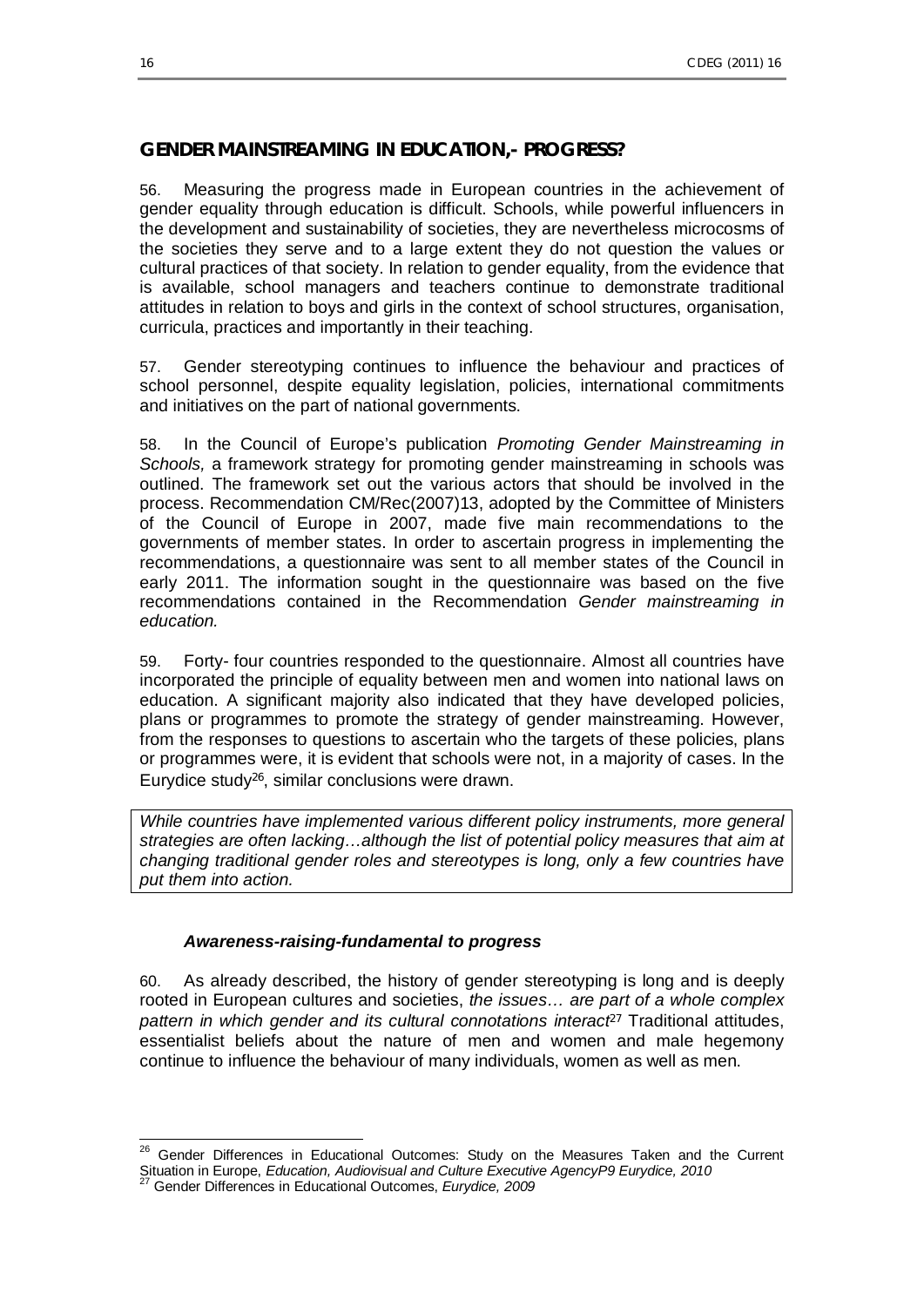## GENDER MAINSTREAMING IN EDUCATION,- PROGRESS?

56. Measuring the progress made in European countries in the achievement of gender equality through education is difficult. Schools, while powerful influencers in the development and sustainability of societies, they are nevertheless microcosms of the societies they serve and to a large extent they do not question the values or cultural practices of that society. In relation to gender equality, from the evidence that is available, school managers and teachers continue to demonstrate traditional attitudes in relation to boys and girls in the context of school structures, organisation, curricula, practices and importantly in their teaching.

57. Gender stereotyping continues to influence the behaviour and practices of school personnel, despite equality legislation, policies, international commitments and initiatives on the part of national governments.

58. In the Council of Europe's publication *Promoting Gender Mainstreaming in Schools,* a framework strategy for promoting gender mainstreaming in schools was outlined. The framework set out the various actors that should be involved in the process. Recommendation CM/Rec(2007)13, adopted by the Committee of Ministers of the Council of Europe in 2007, made five main recommendations to the governments of member states. In order to ascertain progress in implementing the recommendations, a questionnaire was sent to all member states of the Council in early 2011. The information sought in the questionnaire was based on the five recommendations contained in the Recommendation *Gender mainstreaming in education.*

59. Forty- four countries responded to the questionnaire. Almost all countries have incorporated the principle of equality between men and women into national laws on education. A significant majority also indicated that they have developed policies, plans or programmes to promote the strategy of gender mainstreaming. However, from the responses to questions to ascertain who the targets of these policies, plans or programmes were, it is evident that schools were not, in a majority of cases. In the Eurydice study[26], similar conclusions were drawn.

> *While countries have implemented various different policy instruments, more general strategies are often lacking…although the list of potential policy measures that aim at changing traditional gender roles and stereotypes is long, only a few countries have put them into action.*

### *Awareness-raising-fundamental to progress*

60. As already described, the history of gender stereotyping is long and is deeply rooted in European cultures and societies, *the issues… are part of a whole complex pattern in which gender and its cultural connotations interact*[27] Traditional attitudes, essentialist beliefs about the nature of men and women and male hegemony continue to influence the behaviour of many individuals, women as well as men.

---

[26] Gender Differences in Educational Outcomes: Study on the Measures Taken and the Current Situation in Europe, *Education, Audiovisual and Culture Executive AgencyP9 Eurydice, 2010*

[27] Gender Differences in Educational Outcomes, *Eurydice, 2009*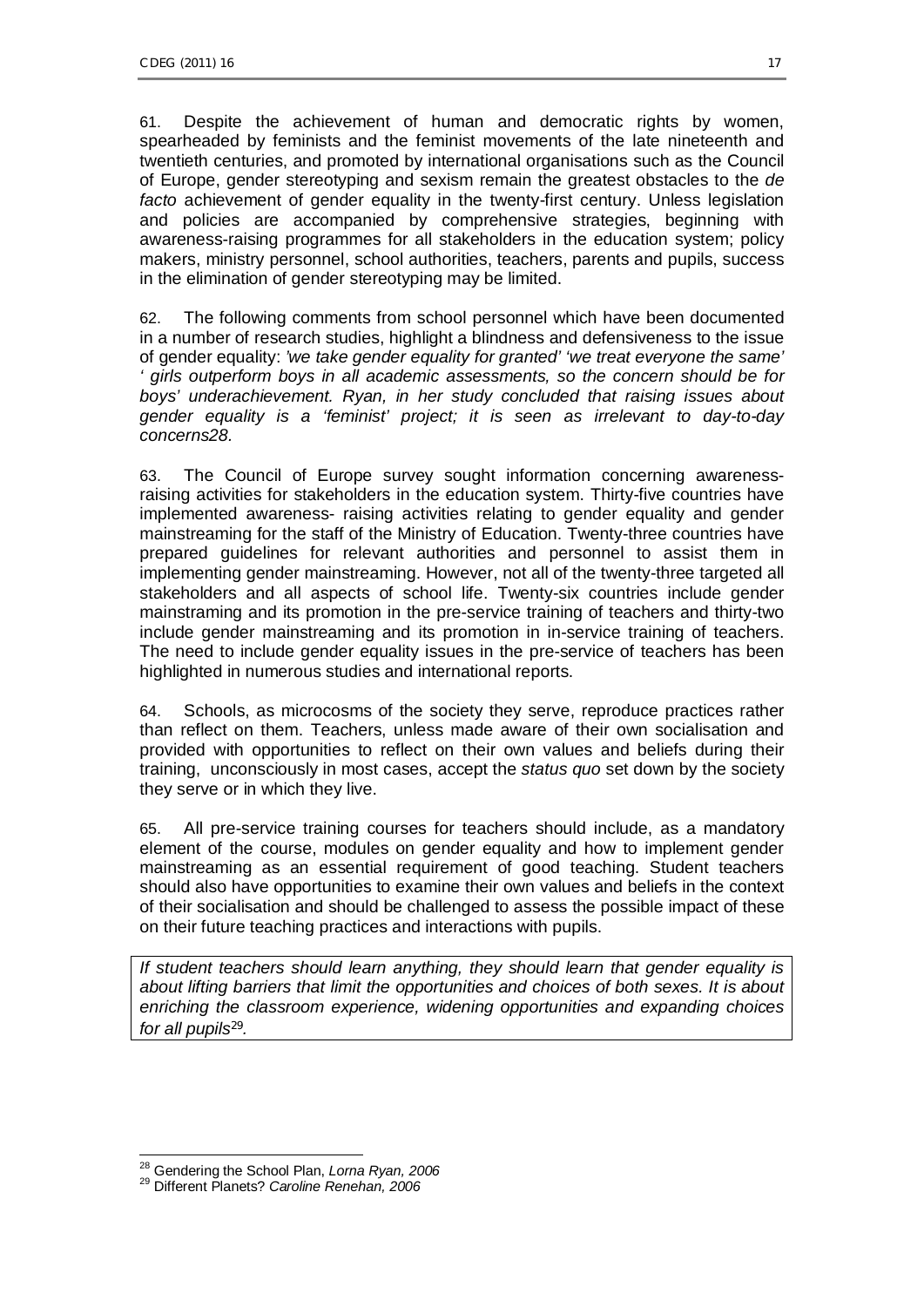61. Despite the achievement of human and democratic rights by women, spearheaded by feminists and the feminist movements of the late nineteenth and twentieth centuries, and promoted by international organisations such as the Council of Europe, gender stereotyping and sexism remain the greatest obstacles to the *de facto* achievement of gender equality in the twenty-first century. Unless legislation and policies are accompanied by comprehensive strategies, beginning with awareness-raising programmes for all stakeholders in the education system; policy makers, ministry personnel, school authorities, teachers, parents and pupils, success in the elimination of gender stereotyping may be limited.

62. The following comments from school personnel which have been documented in a number of research studies, highlight a blindness and defensiveness to the issue of gender equality: *'we take gender equality for granted' 'we treat everyone the same' ' girls outperform boys in all academic assessments, so the concern should be for boys' underachievement. Ryan, in her study concluded that raising issues about gender equality is a 'feminist' project; it is seen as irrelevant to day-to-day concerns28.*

63. The Council of Europe survey sought information concerning awareness-raising activities for stakeholders in the education system. Thirty-five countries have implemented awareness- raising activities relating to gender equality and gender mainstreaming for the staff of the Ministry of Education. Twenty-three countries have prepared guidelines for relevant authorities and personnel to assist them in implementing gender mainstreaming. However, not all of the twenty-three targeted all stakeholders and all aspects of school life. Twenty-six countries include gender mainstraming and its promotion in the pre-service training of teachers and thirty-two include gender mainstreaming and its promotion in in-service training of teachers. The need to include gender equality issues in the pre-service of teachers has been highlighted in numerous studies and international reports.

64. Schools, as microcosms of the society they serve, reproduce practices rather than reflect on them. Teachers, unless made aware of their own socialisation and provided with opportunities to reflect on their own values and beliefs during their training, unconsciously in most cases, accept the *status quo* set down by the society they serve or in which they live.

65. All pre-service training courses for teachers should include, as a mandatory element of the course, modules on gender equality and how to implement gender mainstreaming as an essential requirement of good teaching. Student teachers should also have opportunities to examine their own values and beliefs in the context of their socialisation and should be challenged to assess the possible impact of these on their future teaching practices and interactions with pupils.

*If student teachers should learn anything, they should learn that gender equality is about lifting barriers that limit the opportunities and choices of both sexes. It is about enriching the classroom experience, widening opportunities and expanding choices for all pupils*[29]*.*

---

[28] Gendering the School Plan, *Lorna Ryan, 2006*

[29] Different Planets? *Caroline Renehan, 2006*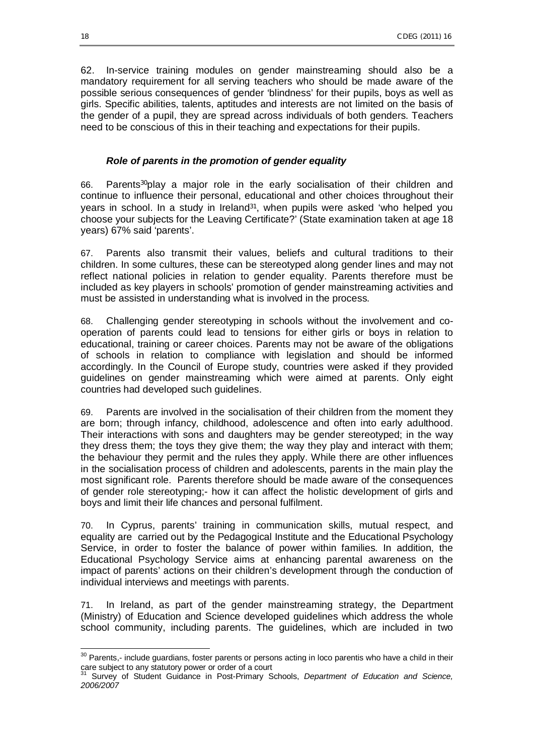62. In-service training modules on gender mainstreaming should also be a mandatory requirement for all serving teachers who should be made aware of the possible serious consequences of gender 'blindness' for their pupils, boys as well as girls. Specific abilities, talents, aptitudes and interests are not limited on the basis of the gender of a pupil, they are spread across individuals of both genders. Teachers need to be conscious of this in their teaching and expectations for their pupils.

### ***Role of parents in the promotion of gender equality***

66. Parents[30]play a major role in the early socialisation of their children and continue to influence their personal, educational and other choices throughout their years in school. In a study in Ireland[31], when pupils were asked 'who helped you choose your subjects for the Leaving Certificate?' (State examination taken at age 18 years) 67% said 'parents'.

67. Parents also transmit their values, beliefs and cultural traditions to their children. In some cultures, these can be stereotyped along gender lines and may not reflect national policies in relation to gender equality. Parents therefore must be included as key players in schools' promotion of gender mainstreaming activities and must be assisted in understanding what is involved in the process.

68. Challenging gender stereotyping in schools without the involvement and co-operation of parents could lead to tensions for either girls or boys in relation to educational, training or career choices. Parents may not be aware of the obligations of schools in relation to compliance with legislation and should be informed accordingly. In the Council of Europe study, countries were asked if they provided guidelines on gender mainstreaming which were aimed at parents. Only eight countries had developed such guidelines.

69. Parents are involved in the socialisation of their children from the moment they are born; through infancy, childhood, adolescence and often into early adulthood. Their interactions with sons and daughters may be gender stereotyped; in the way they dress them; the toys they give them; the way they play and interact with them; the behaviour they permit and the rules they apply. While there are other influences in the socialisation process of children and adolescents, parents in the main play the most significant role. Parents therefore should be made aware of the consequences of gender role stereotyping;- how it can affect the holistic development of girls and boys and limit their life chances and personal fulfilment.

70. In Cyprus, parents' training in communication skills, mutual respect, and equality are carried out by the Pedagogical Institute and the Educational Psychology Service, in order to foster the balance of power within families. In addition, the Educational Psychology Service aims at enhancing parental awareness on the impact of parents' actions on their children's development through the conduction of individual interviews and meetings with parents.

71. In Ireland, as part of the gender mainstreaming strategy, the Department (Ministry) of Education and Science developed guidelines which address the whole school community, including parents. The guidelines, which are included in two

---

[30] Parents,- include guardians, foster parents or persons acting in loco parentis who have a child in their care subject to any statutory power or order of a court

[31] Survey of Student Guidance in Post-Primary Schools, *Department of Education and Science, 2006/2007*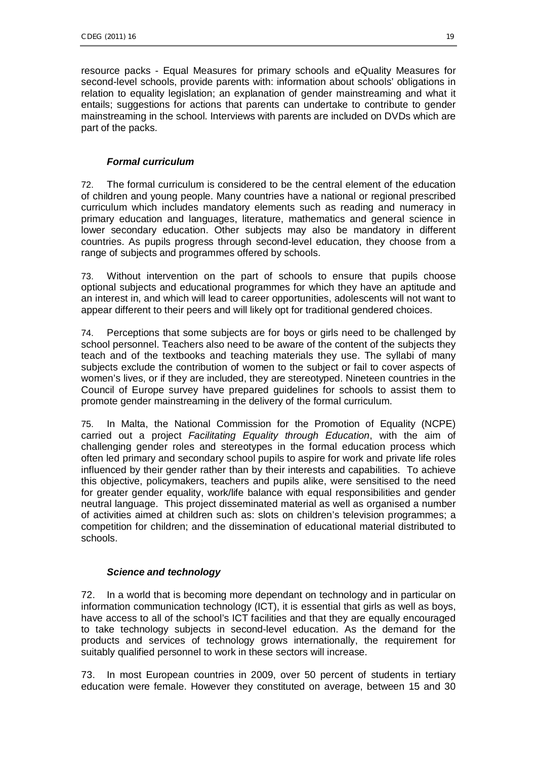resource packs - Equal Measures for primary schools and eQuality Measures for second-level schools, provide parents with: information about schools' obligations in relation to equality legislation; an explanation of gender mainstreaming and what it entails; suggestions for actions that parents can undertake to contribute to gender mainstreaming in the school. Interviews with parents are included on DVDs which are part of the packs.

### *Formal curriculum*

72. The formal curriculum is considered to be the central element of the education of children and young people. Many countries have a national or regional prescribed curriculum which includes mandatory elements such as reading and numeracy in primary education and languages, literature, mathematics and general science in lower secondary education. Other subjects may also be mandatory in different countries. As pupils progress through second-level education, they choose from a range of subjects and programmes offered by schools.

73. Without intervention on the part of schools to ensure that pupils choose optional subjects and educational programmes for which they have an aptitude and an interest in, and which will lead to career opportunities, adolescents will not want to appear different to their peers and will likely opt for traditional gendered choices.

74. Perceptions that some subjects are for boys or girls need to be challenged by school personnel. Teachers also need to be aware of the content of the subjects they teach and of the textbooks and teaching materials they use. The syllabi of many subjects exclude the contribution of women to the subject or fail to cover aspects of women's lives, or if they are included, they are stereotyped. Nineteen countries in the Council of Europe survey have prepared guidelines for schools to assist them to promote gender mainstreaming in the delivery of the formal curriculum.

75. In Malta, the National Commission for the Promotion of Equality (NCPE) carried out a project *Facilitating Equality through Education*, with the aim of challenging gender roles and stereotypes in the formal education process which often led primary and secondary school pupils to aspire for work and private life roles influenced by their gender rather than by their interests and capabilities. To achieve this objective, policymakers, teachers and pupils alike, were sensitised to the need for greater gender equality, work/life balance with equal responsibilities and gender neutral language. This project disseminated material as well as organised a number of activities aimed at children such as: slots on children's television programmes; a competition for children; and the dissemination of educational material distributed to schools.

### *Science and technology*

72. In a world that is becoming more dependant on technology and in particular on information communication technology (ICT), it is essential that girls as well as boys, have access to all of the school's ICT facilities and that they are equally encouraged to take technology subjects in second-level education. As the demand for the products and services of technology grows internationally, the requirement for suitably qualified personnel to work in these sectors will increase.

73. In most European countries in 2009, over 50 percent of students in tertiary education were female. However they constituted on average, between 15 and 30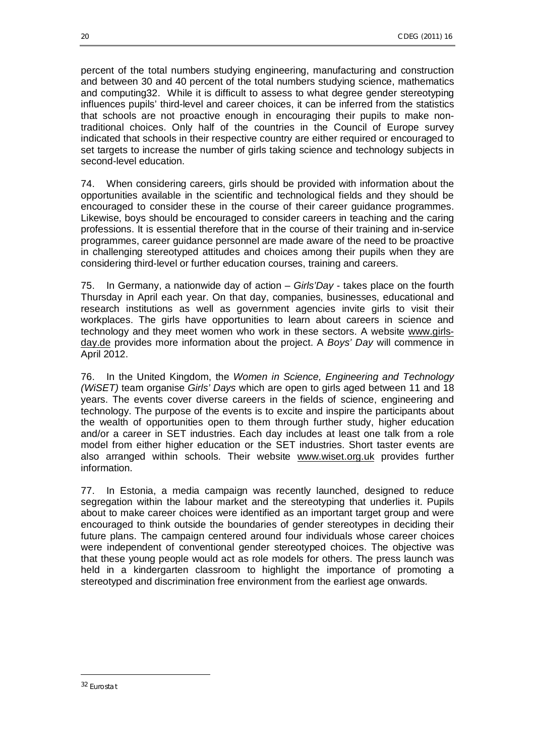percent of the total numbers studying engineering, manufacturing and construction and between 30 and 40 percent of the total numbers studying science, mathematics and computing[32]. While it is difficult to assess to what degree gender stereotyping influences pupils' third-level and career choices, it can be inferred from the statistics that schools are not proactive enough in encouraging their pupils to make non-traditional choices. Only half of the countries in the Council of Europe survey indicated that schools in their respective country are either required or encouraged to set targets to increase the number of girls taking science and technology subjects in second-level education.

74. When considering careers, girls should be provided with information about the opportunities available in the scientific and technological fields and they should be encouraged to consider these in the course of their career guidance programmes. Likewise, boys should be encouraged to consider careers in teaching and the caring professions. It is essential therefore that in the course of their training and in-service programmes, career guidance personnel are made aware of the need to be proactive in challenging stereotyped attitudes and choices among their pupils when they are considering third-level or further education courses, training and careers.

75. In Germany, a nationwide day of action – *Girls'Day* - takes place on the fourth Thursday in April each year. On that day, companies, businesses, educational and research institutions as well as government agencies invite girls to visit their workplaces. The girls have opportunities to learn about careers in science and technology and they meet women who work in these sectors. A website www.girls-day.de provides more information about the project. A *Boys' Day* will commence in April 2012.

76. In the United Kingdom, the *Women in Science, Engineering and Technology (WiSET)* team organise *Girls' Days* which are open to girls aged between 11 and 18 years. The events cover diverse careers in the fields of science, engineering and technology. The purpose of the events is to excite and inspire the participants about the wealth of opportunities open to them through further study, higher education and/or a career in SET industries. Each day includes at least one talk from a role model from either higher education or the SET industries. Short taster events are also arranged within schools. Their website www.wiset.org.uk provides further information.

77. In Estonia, a media campaign was recently launched, designed to reduce segregation within the labour market and the stereotyping that underlies it. Pupils about to make career choices were identified as an important target group and were encouraged to think outside the boundaries of gender stereotypes in deciding their future plans. The campaign centered around four individuals whose career choices were independent of conventional gender stereotyped choices. The objective was that these young people would act as role models for others. The press launch was held in a kindergarten classroom to highlight the importance of promoting a stereotyped and discrimination free environment from the earliest age onwards.

---

[32] Eurostat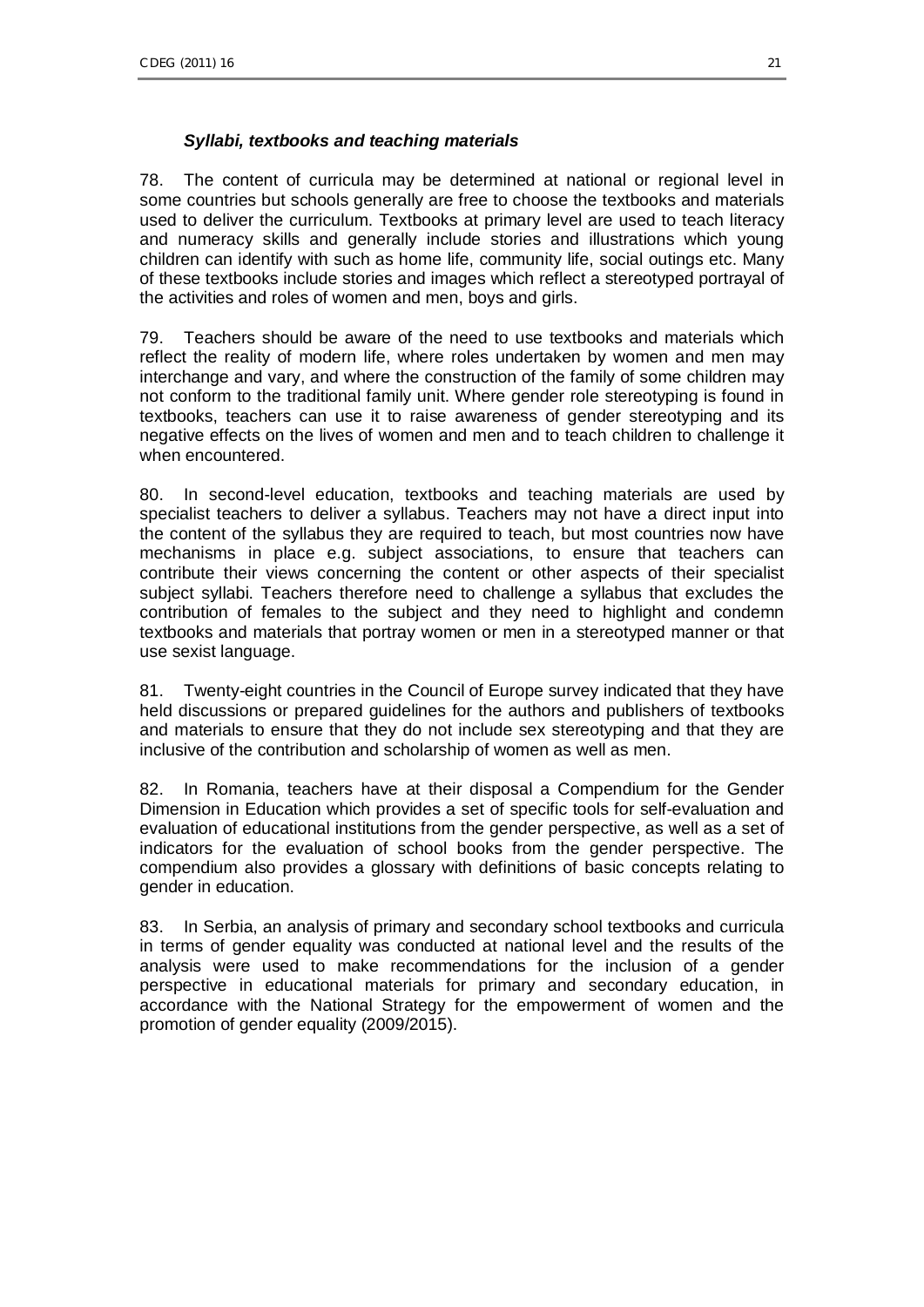### *Syllabi, textbooks and teaching materials*

78. The content of curricula may be determined at national or regional level in some countries but schools generally are free to choose the textbooks and materials used to deliver the curriculum. Textbooks at primary level are used to teach literacy and numeracy skills and generally include stories and illustrations which young children can identify with such as home life, community life, social outings etc. Many of these textbooks include stories and images which reflect a stereotyped portrayal of the activities and roles of women and men, boys and girls.

79. Teachers should be aware of the need to use textbooks and materials which reflect the reality of modern life, where roles undertaken by women and men may interchange and vary, and where the construction of the family of some children may not conform to the traditional family unit. Where gender role stereotyping is found in textbooks, teachers can use it to raise awareness of gender stereotyping and its negative effects on the lives of women and men and to teach children to challenge it when encountered.

80. In second-level education, textbooks and teaching materials are used by specialist teachers to deliver a syllabus. Teachers may not have a direct input into the content of the syllabus they are required to teach, but most countries now have mechanisms in place e.g. subject associations, to ensure that teachers can contribute their views concerning the content or other aspects of their specialist subject syllabi. Teachers therefore need to challenge a syllabus that excludes the contribution of females to the subject and they need to highlight and condemn textbooks and materials that portray women or men in a stereotyped manner or that use sexist language.

81. Twenty-eight countries in the Council of Europe survey indicated that they have held discussions or prepared guidelines for the authors and publishers of textbooks and materials to ensure that they do not include sex stereotyping and that they are inclusive of the contribution and scholarship of women as well as men.

82. In Romania, teachers have at their disposal a Compendium for the Gender Dimension in Education which provides a set of specific tools for self-evaluation and evaluation of educational institutions from the gender perspective, as well as a set of indicators for the evaluation of school books from the gender perspective. The compendium also provides a glossary with definitions of basic concepts relating to gender in education.

83. In Serbia, an analysis of primary and secondary school textbooks and curricula in terms of gender equality was conducted at national level and the results of the analysis were used to make recommendations for the inclusion of a gender perspective in educational materials for primary and secondary education, in accordance with the National Strategy for the empowerment of women and the promotion of gender equality (2009/2015).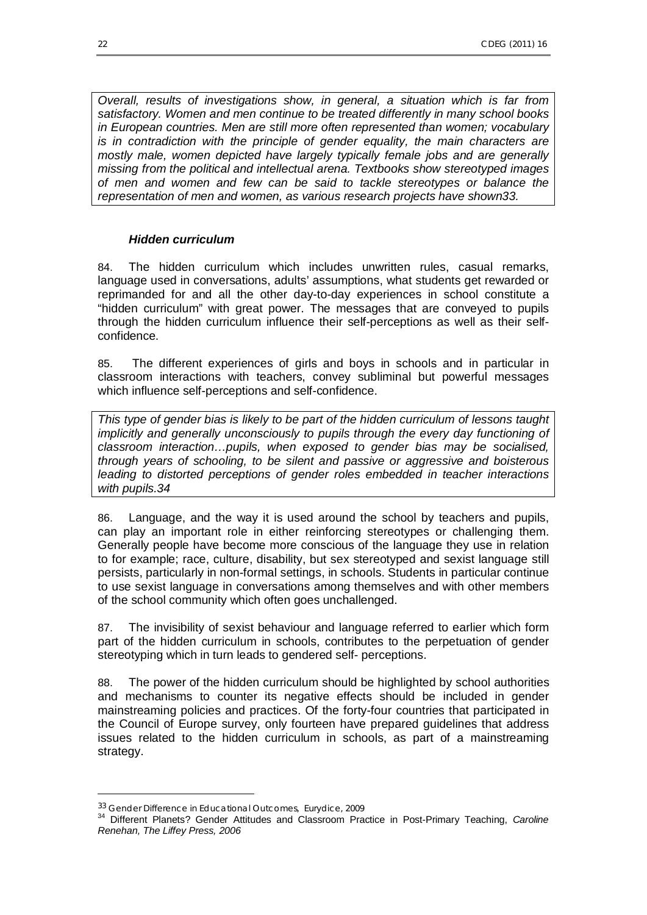*Overall, results of investigations show, in general, a situation which is far from satisfactory. Women and men continue to be treated differently in many school books in European countries. Men are still more often represented than women; vocabulary is in contradiction with the principle of gender equality, the main characters are mostly male, women depicted have largely typically female jobs and are generally missing from the political and intellectual arena. Textbooks show stereotyped images of men and women and few can be said to tackle stereotypes or balance the representation of men and women, as various research projects have shown33.*

### *Hidden curriculum*

84. The hidden curriculum which includes unwritten rules, casual remarks, language used in conversations, adults' assumptions, what students get rewarded or reprimanded for and all the other day-to-day experiences in school constitute a "hidden curriculum" with great power. The messages that are conveyed to pupils through the hidden curriculum influence their self-perceptions as well as their self-confidence.

85. The different experiences of girls and boys in schools and in particular in classroom interactions with teachers, convey subliminal but powerful messages which influence self-perceptions and self-confidence.

*This type of gender bias is likely to be part of the hidden curriculum of lessons taught implicitly and generally unconsciously to pupils through the every day functioning of classroom interaction…pupils, when exposed to gender bias may be socialised, through years of schooling, to be silent and passive or aggressive and boisterous leading to distorted perceptions of gender roles embedded in teacher interactions with pupils.34*

86. Language, and the way it is used around the school by teachers and pupils, can play an important role in either reinforcing stereotypes or challenging them. Generally people have become more conscious of the language they use in relation to for example; race, culture, disability, but sex stereotyped and sexist language still persists, particularly in non-formal settings, in schools. Students in particular continue to use sexist language in conversations among themselves and with other members of the school community which often goes unchallenged.

87. The invisibility of sexist behaviour and language referred to earlier which form part of the hidden curriculum in schools, contributes to the perpetuation of gender stereotyping which in turn leads to gendered self- perceptions.

88. The power of the hidden curriculum should be highlighted by school authorities and mechanisms to counter its negative effects should be included in gender mainstreaming policies and practices. Of the forty-four countries that participated in the Council of Europe survey, only fourteen have prepared guidelines that address issues related to the hidden curriculum in schools, as part of a mainstreaming strategy.

---

[33] Gender Difference in Educational Outcomes, Eurydice, 2009

[34] Different Planets? Gender Attitudes and Classroom Practice in Post-Primary Teaching, *Caroline Renehan, The Liffey Press, 2006*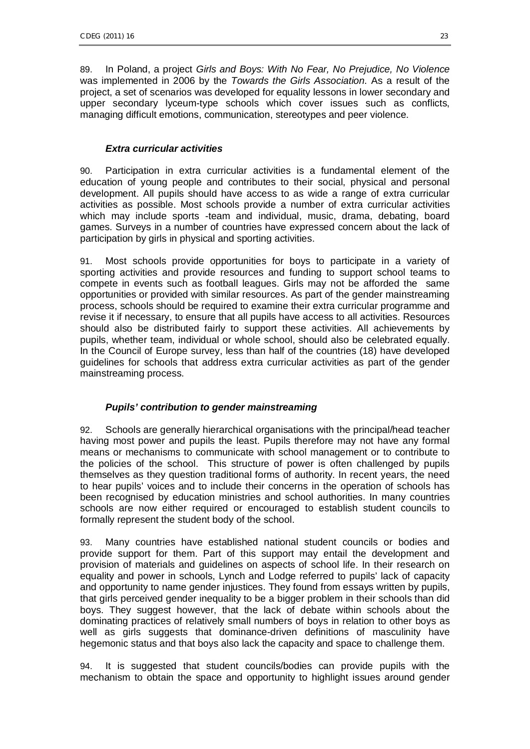89. In Poland, a project *Girls and Boys: With No Fear, No Prejudice, No Violence* was implemented in 2006 by the *Towards the Girls Association*. As a result of the project, a set of scenarios was developed for equality lessons in lower secondary and upper secondary lyceum-type schools which cover issues such as conflicts, managing difficult emotions, communication, stereotypes and peer violence.

### *Extra curricular activities*

90. Participation in extra curricular activities is a fundamental element of the education of young people and contributes to their social, physical and personal development. All pupils should have access to as wide a range of extra curricular activities as possible. Most schools provide a number of extra curricular activities which may include sports -team and individual, music, drama, debating, board games. Surveys in a number of countries have expressed concern about the lack of participation by girls in physical and sporting activities.

91. Most schools provide opportunities for boys to participate in a variety of sporting activities and provide resources and funding to support school teams to compete in events such as football leagues. Girls may not be afforded the same opportunities or provided with similar resources. As part of the gender mainstreaming process, schools should be required to examine their extra curricular programme and revise it if necessary, to ensure that all pupils have access to all activities. Resources should also be distributed fairly to support these activities. All achievements by pupils, whether team, individual or whole school, should also be celebrated equally. In the Council of Europe survey, less than half of the countries (18) have developed guidelines for schools that address extra curricular activities as part of the gender mainstreaming process.

### *Pupils' contribution to gender mainstreaming*

92. Schools are generally hierarchical organisations with the principal/head teacher having most power and pupils the least. Pupils therefore may not have any formal means or mechanisms to communicate with school management or to contribute to the policies of the school. This structure of power is often challenged by pupils themselves as they question traditional forms of authority. In recent years, the need to hear pupils' voices and to include their concerns in the operation of schools has been recognised by education ministries and school authorities. In many countries schools are now either required or encouraged to establish student councils to formally represent the student body of the school.

93. Many countries have established national student councils or bodies and provide support for them. Part of this support may entail the development and provision of materials and guidelines on aspects of school life. In their research on equality and power in schools, Lynch and Lodge referred to pupils' lack of capacity and opportunity to name gender injustices. They found from essays written by pupils, that girls perceived gender inequality to be a bigger problem in their schools than did boys. They suggest however, that the lack of debate within schools about the dominating practices of relatively small numbers of boys in relation to other boys as well as girls suggests that dominance-driven definitions of masculinity have hegemonic status and that boys also lack the capacity and space to challenge them.

94. It is suggested that student councils/bodies can provide pupils with the mechanism to obtain the space and opportunity to highlight issues around gender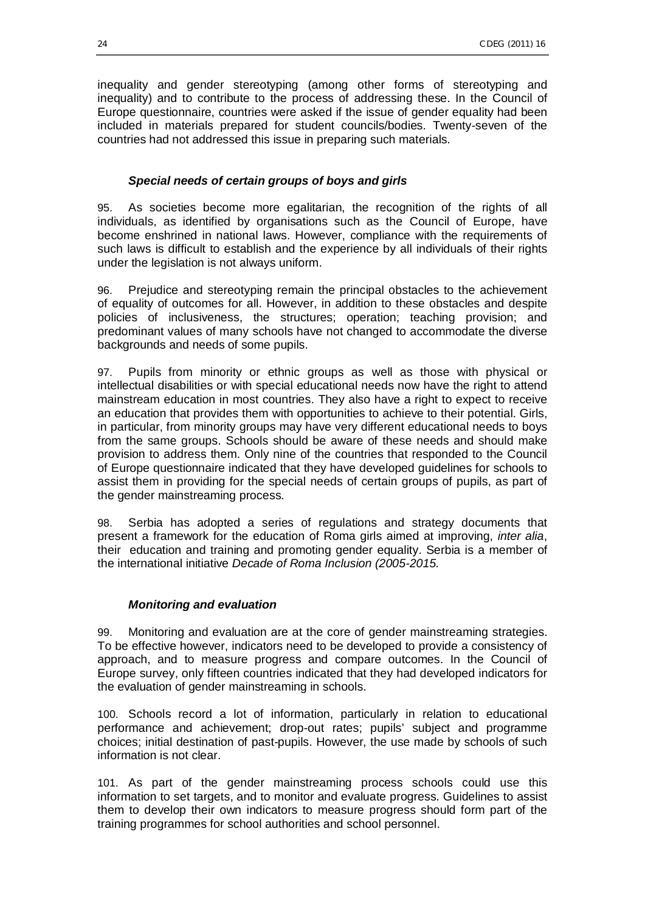inequality and gender stereotyping (among other forms of stereotyping and inequality) and to contribute to the process of addressing these. In the Council of Europe questionnaire, countries were asked if the issue of gender equality had been included in materials prepared for student councils/bodies. Twenty-seven of the countries had not addressed this issue in preparing such materials.

### *Special needs of certain groups of boys and girls*

95. As societies become more egalitarian, the recognition of the rights of all individuals, as identified by organisations such as the Council of Europe, have become enshrined in national laws. However, compliance with the requirements of such laws is difficult to establish and the experience by all individuals of their rights under the legislation is not always uniform.

96. Prejudice and stereotyping remain the principal obstacles to the achievement of equality of outcomes for all. However, in addition to these obstacles and despite policies of inclusiveness, the structures; operation; teaching provision; and predominant values of many schools have not changed to accommodate the diverse backgrounds and needs of some pupils.

97. Pupils from minority or ethnic groups as well as those with physical or intellectual disabilities or with special educational needs now have the right to attend mainstream education in most countries. They also have a right to expect to receive an education that provides them with opportunities to achieve to their potential. Girls, in particular, from minority groups may have very different educational needs to boys from the same groups. Schools should be aware of these needs and should make provision to address them. Only nine of the countries that responded to the Council of Europe questionnaire indicated that they have developed guidelines for schools to assist them in providing for the special needs of certain groups of pupils, as part of the gender mainstreaming process.

98. Serbia has adopted a series of regulations and strategy documents that present a framework for the education of Roma girls aimed at improving, *inter alia*, their education and training and promoting gender equality. Serbia is a member of the international initiative *Decade of Roma Inclusion (2005-2015.*

### *Monitoring and evaluation*

99. Monitoring and evaluation are at the core of gender mainstreaming strategies. To be effective however, indicators need to be developed to provide a consistency of approach, and to measure progress and compare outcomes. In the Council of Europe survey, only fifteen countries indicated that they had developed indicators for the evaluation of gender mainstreaming in schools.

100. Schools record a lot of information, particularly in relation to educational performance and achievement; drop-out rates; pupils' subject and programme choices; initial destination of past-pupils. However, the use made by schools of such information is not clear.

101. As part of the gender mainstreaming process schools could use this information to set targets, and to monitor and evaluate progress. Guidelines to assist them to develop their own indicators to measure progress should form part of the training programmes for school authorities and school personnel.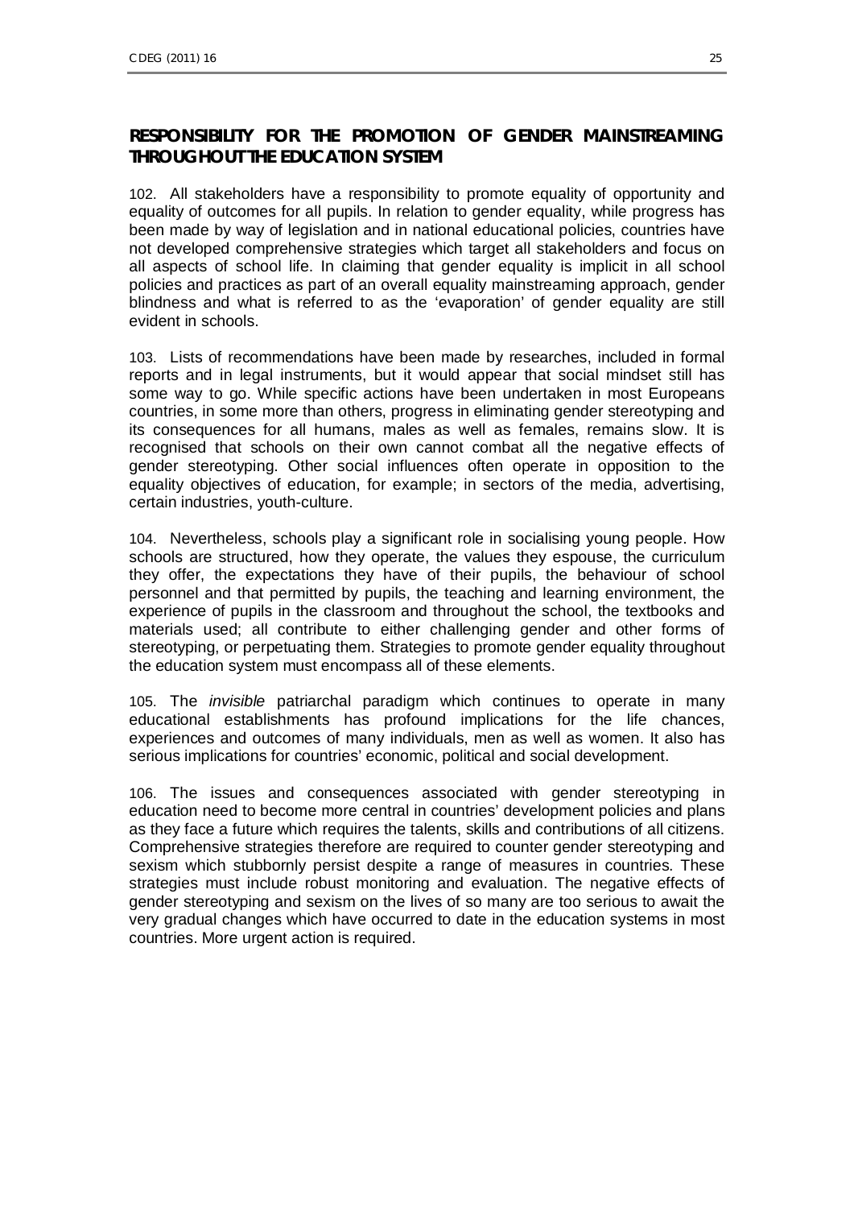## RESPONSIBILITY FOR THE PROMOTION OF GENDER MAINSTREAMING THROUGHOUT THE EDUCATION SYSTEM

102. All stakeholders have a responsibility to promote equality of opportunity and equality of outcomes for all pupils. In relation to gender equality, while progress has been made by way of legislation and in national educational policies, countries have not developed comprehensive strategies which target all stakeholders and focus on all aspects of school life. In claiming that gender equality is implicit in all school policies and practices as part of an overall equality mainstreaming approach, gender blindness and what is referred to as the 'evaporation' of gender equality are still evident in schools.

103. Lists of recommendations have been made by researches, included in formal reports and in legal instruments, but it would appear that social mindset still has some way to go. While specific actions have been undertaken in most Europeans countries, in some more than others, progress in eliminating gender stereotyping and its consequences for all humans, males as well as females, remains slow. It is recognised that schools on their own cannot combat all the negative effects of gender stereotyping. Other social influences often operate in opposition to the equality objectives of education, for example; in sectors of the media, advertising, certain industries, youth-culture.

104. Nevertheless, schools play a significant role in socialising young people. How schools are structured, how they operate, the values they espouse, the curriculum they offer, the expectations they have of their pupils, the behaviour of school personnel and that permitted by pupils, the teaching and learning environment, the experience of pupils in the classroom and throughout the school, the textbooks and materials used; all contribute to either challenging gender and other forms of stereotyping, or perpetuating them. Strategies to promote gender equality throughout the education system must encompass all of these elements.

105. The *invisible* patriarchal paradigm which continues to operate in many educational establishments has profound implications for the life chances, experiences and outcomes of many individuals, men as well as women. It also has serious implications for countries' economic, political and social development.

106. The issues and consequences associated with gender stereotyping in education need to become more central in countries' development policies and plans as they face a future which requires the talents, skills and contributions of all citizens. Comprehensive strategies therefore are required to counter gender stereotyping and sexism which stubbornly persist despite a range of measures in countries. These strategies must include robust monitoring and evaluation. The negative effects of gender stereotyping and sexism on the lives of so many are too serious to await the very gradual changes which have occurred to date in the education systems in most countries. More urgent action is required.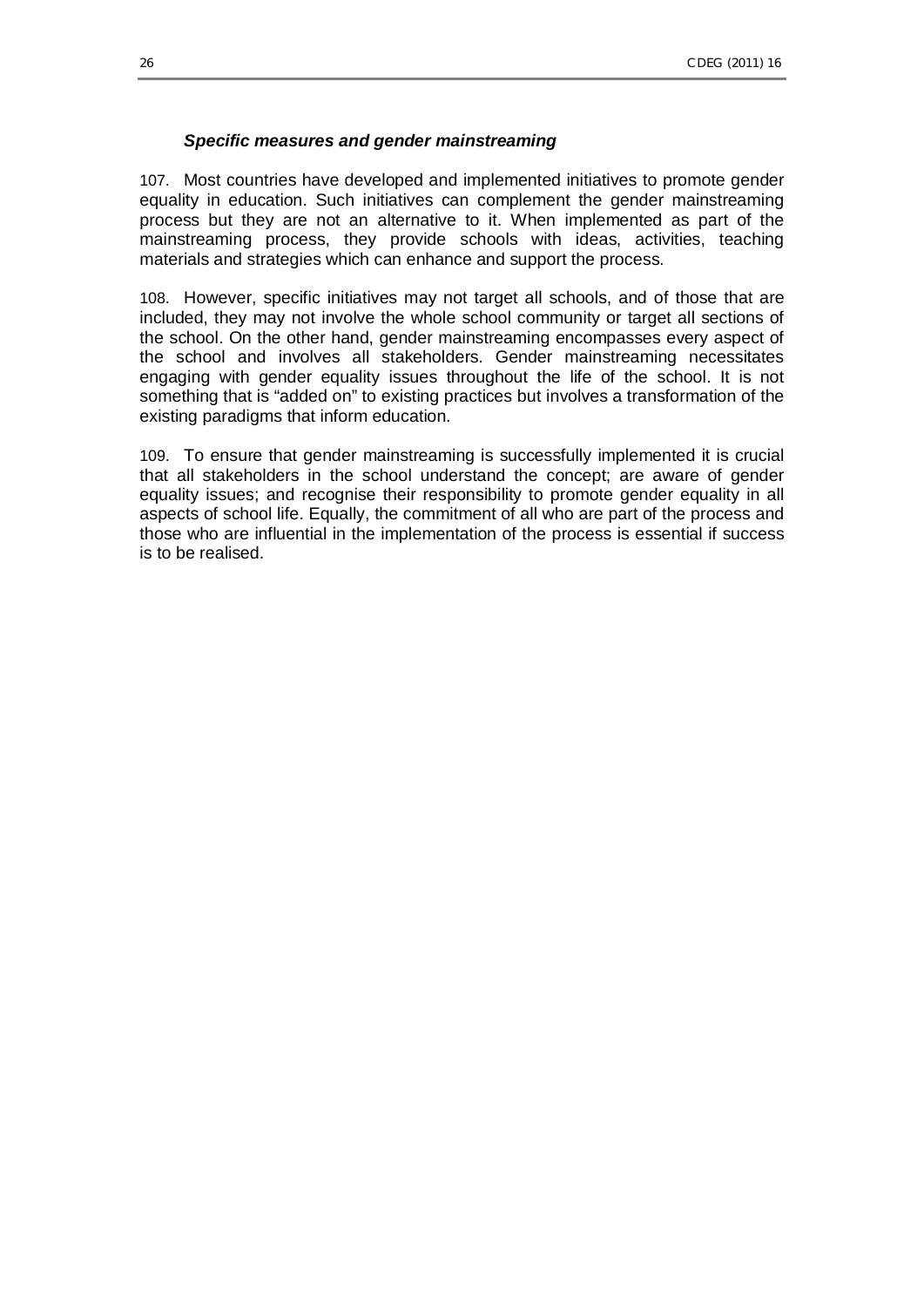### ***Specific measures and gender mainstreaming***

107. Most countries have developed and implemented initiatives to promote gender equality in education. Such initiatives can complement the gender mainstreaming process but they are not an alternative to it. When implemented as part of the mainstreaming process, they provide schools with ideas, activities, teaching materials and strategies which can enhance and support the process.

108. However, specific initiatives may not target all schools, and of those that are included, they may not involve the whole school community or target all sections of the school. On the other hand, gender mainstreaming encompasses every aspect of the school and involves all stakeholders. Gender mainstreaming necessitates engaging with gender equality issues throughout the life of the school. It is not something that is "added on" to existing practices but involves a transformation of the existing paradigms that inform education.

109. To ensure that gender mainstreaming is successfully implemented it is crucial that all stakeholders in the school understand the concept; are aware of gender equality issues; and recognise their responsibility to promote gender equality in all aspects of school life. Equally, the commitment of all who are part of the process and those who are influential in the implementation of the process is essential if success is to be realised.